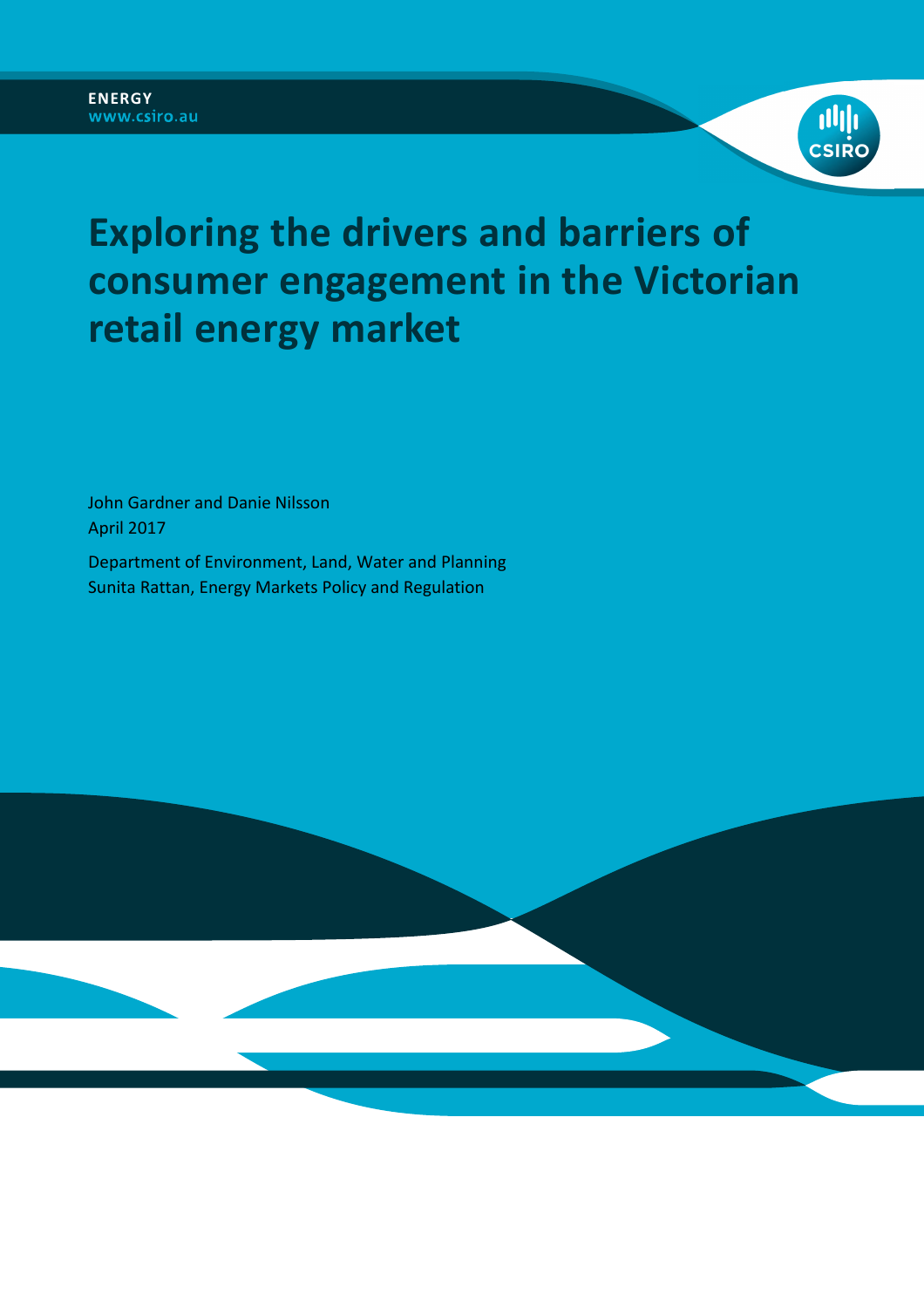ENERGY
www.csiro.au

# Exploring the drivers and barriers of consumer engagement in the Victorian retail energy market

John Gardner and Danie Nilsson
April 2017

Department of Environment, Land, Water and Planning
Sunita Rattan, Energy Markets Policy and Regulation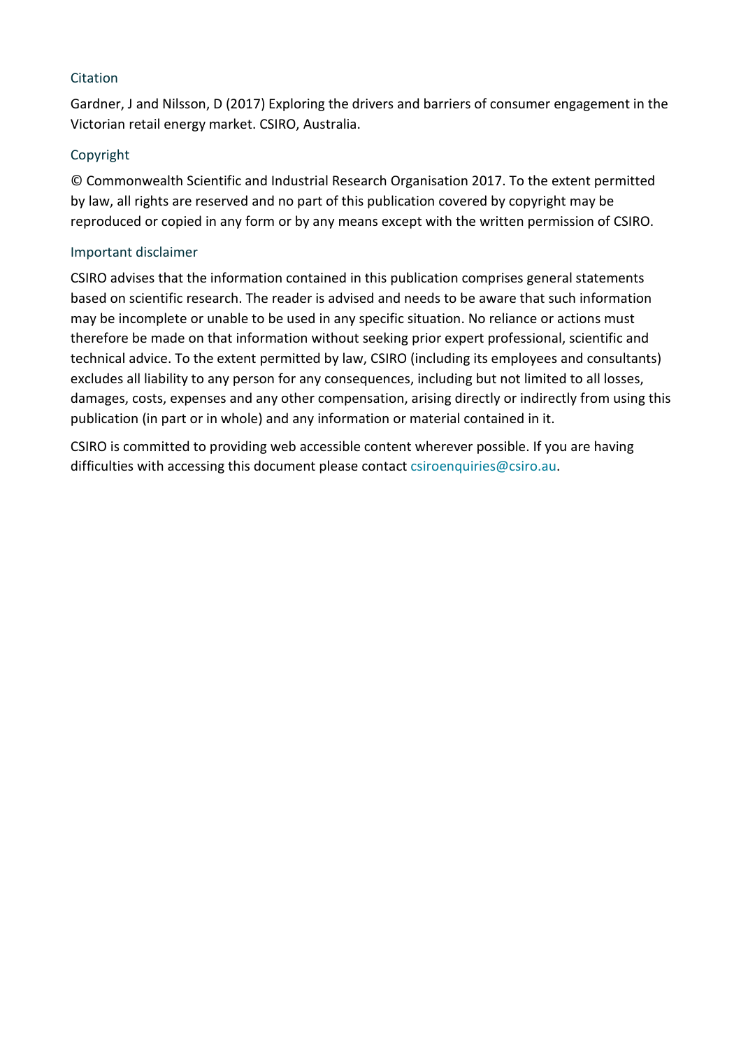## Citation

Gardner, J and Nilsson, D (2017) Exploring the drivers and barriers of consumer engagement in the Victorian retail energy market. CSIRO, Australia.

## Copyright

© Commonwealth Scientific and Industrial Research Organisation 2017. To the extent permitted by law, all rights are reserved and no part of this publication covered by copyright may be reproduced or copied in any form or by any means except with the written permission of CSIRO.

## Important disclaimer

CSIRO advises that the information contained in this publication comprises general statements based on scientific research. The reader is advised and needs to be aware that such information may be incomplete or unable to be used in any specific situation. No reliance or actions must therefore be made on that information without seeking prior expert professional, scientific and technical advice. To the extent permitted by law, CSIRO (including its employees and consultants) excludes all liability to any person for any consequences, including but not limited to all losses, damages, costs, expenses and any other compensation, arising directly or indirectly from using this publication (in part or in whole) and any information or material contained in it.

CSIRO is committed to providing web accessible content wherever possible. If you are having difficulties with accessing this document please contact csiroenquiries@csiro.au.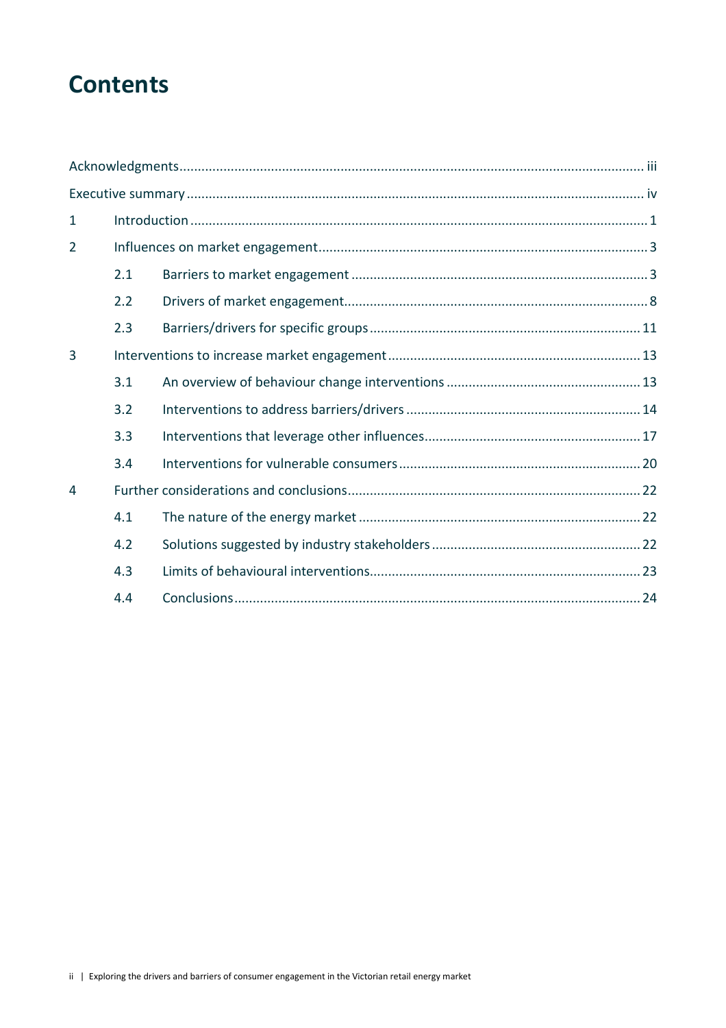# Contents

Acknowledgments ..... iii

Executive summary ..... iv

1 Introduction ..... 1

2 Influences on market engagement ..... 3

- 2.1 Barriers to market engagement ..... 3
- 2.2 Drivers of market engagement ..... 8
- 2.3 Barriers/drivers for specific groups ..... 11

3 Interventions to increase market engagement ..... 13

- 3.1 An overview of behaviour change interventions ..... 13
- 3.2 Interventions to address barriers/drivers ..... 14
- 3.3 Interventions that leverage other influences ..... 17
- 3.4 Interventions for vulnerable consumers ..... 20

4 Further considerations and conclusions ..... 22

- 4.1 The nature of the energy market ..... 22
- 4.2 Solutions suggested by industry stakeholders ..... 22
- 4.3 Limits of behavioural interventions ..... 23
- 4.4 Conclusions ..... 24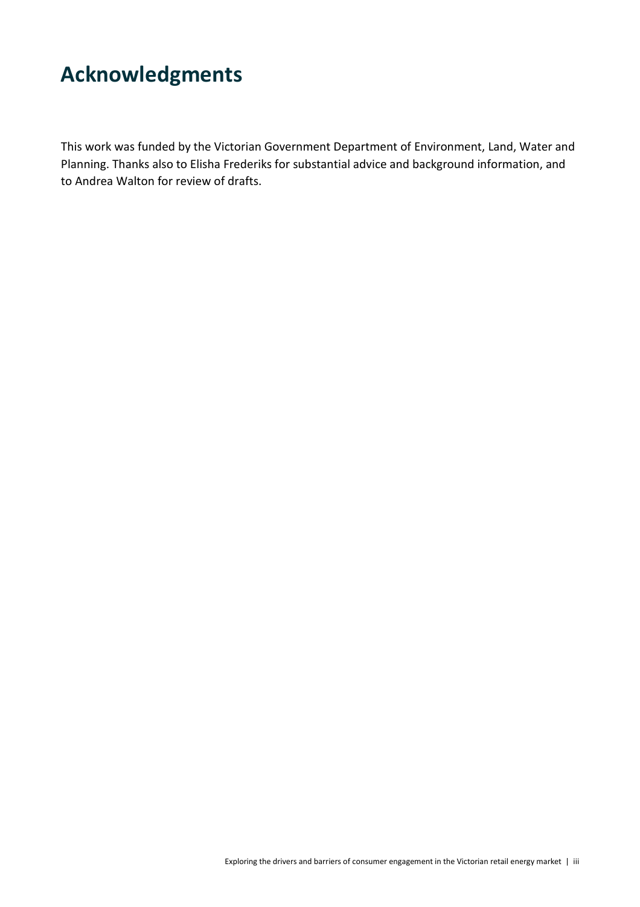# Acknowledgments

This work was funded by the Victorian Government Department of Environment, Land, Water and Planning. Thanks also to Elisha Frederiks for substantial advice and background information, and to Andrea Walton for review of drafts.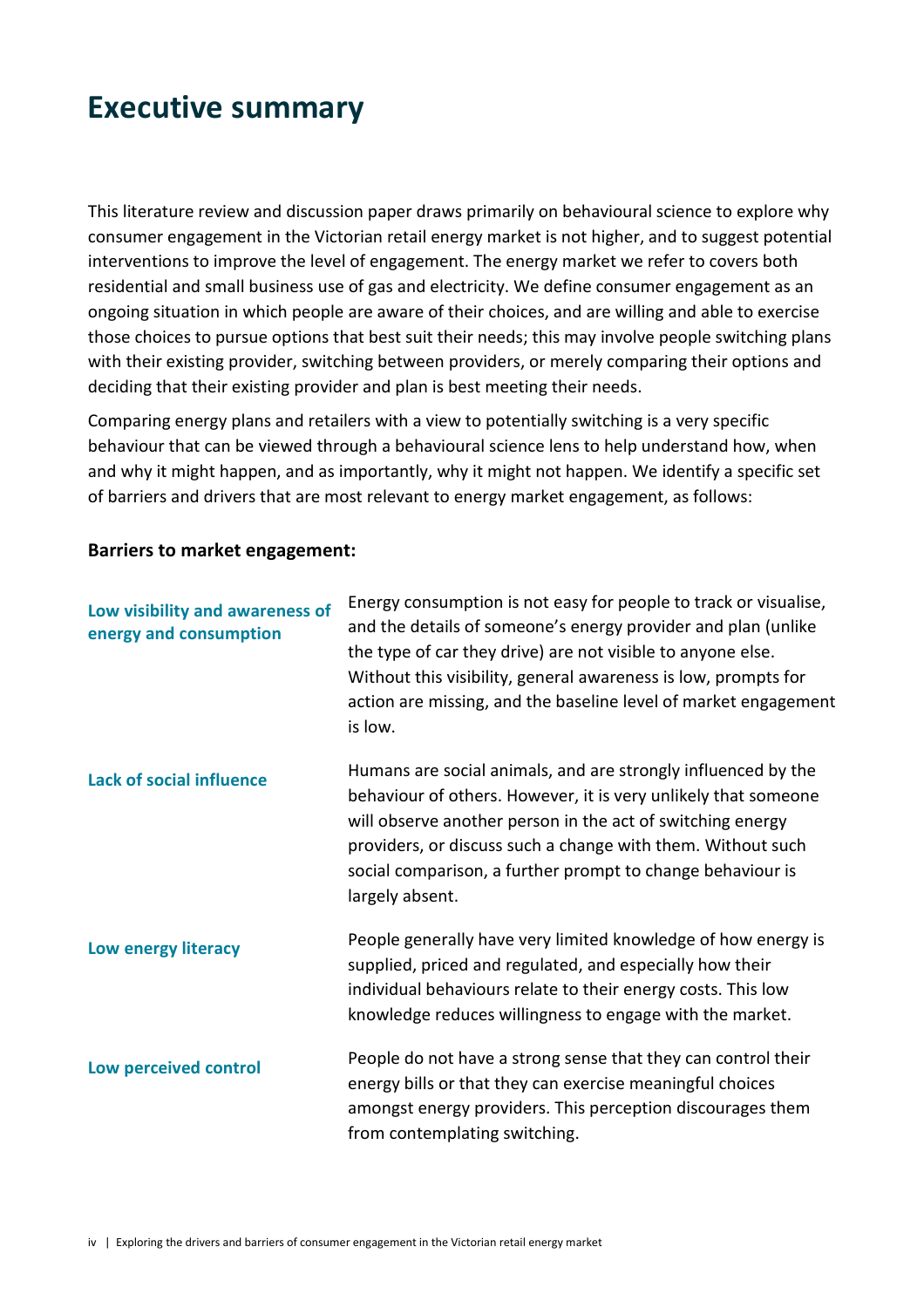# Executive summary

This literature review and discussion paper draws primarily on behavioural science to explore why consumer engagement in the Victorian retail energy market is not higher, and to suggest potential interventions to improve the level of engagement. The energy market we refer to covers both residential and small business use of gas and electricity. We define consumer engagement as an ongoing situation in which people are aware of their choices, and are willing and able to exercise those choices to pursue options that best suit their needs; this may involve people switching plans with their existing provider, switching between providers, or merely comparing their options and deciding that their existing provider and plan is best meeting their needs.

Comparing energy plans and retailers with a view to potentially switching is a very specific behaviour that can be viewed through a behavioural science lens to help understand how, when and why it might happen, and as importantly, why it might not happen. We identify a specific set of barriers and drivers that are most relevant to energy market engagement, as follows:

**Barriers to market engagement:**

| | |
|---|---|
| **Low visibility and awareness of energy and consumption** | Energy consumption is not easy for people to track or visualise, and the details of someone's energy provider and plan (unlike the type of car they drive) are not visible to anyone else. Without this visibility, general awareness is low, prompts for action are missing, and the baseline level of market engagement is low. |
| **Lack of social influence** | Humans are social animals, and are strongly influenced by the behaviour of others. However, it is very unlikely that someone will observe another person in the act of switching energy providers, or discuss such a change with them. Without such social comparison, a further prompt to change behaviour is largely absent. |
| **Low energy literacy** | People generally have very limited knowledge of how energy is supplied, priced and regulated, and especially how their individual behaviours relate to their energy costs. This low knowledge reduces willingness to engage with the market. |
| **Low perceived control** | People do not have a strong sense that they can control their energy bills or that they can exercise meaningful choices amongst energy providers. This perception discourages them from contemplating switching. |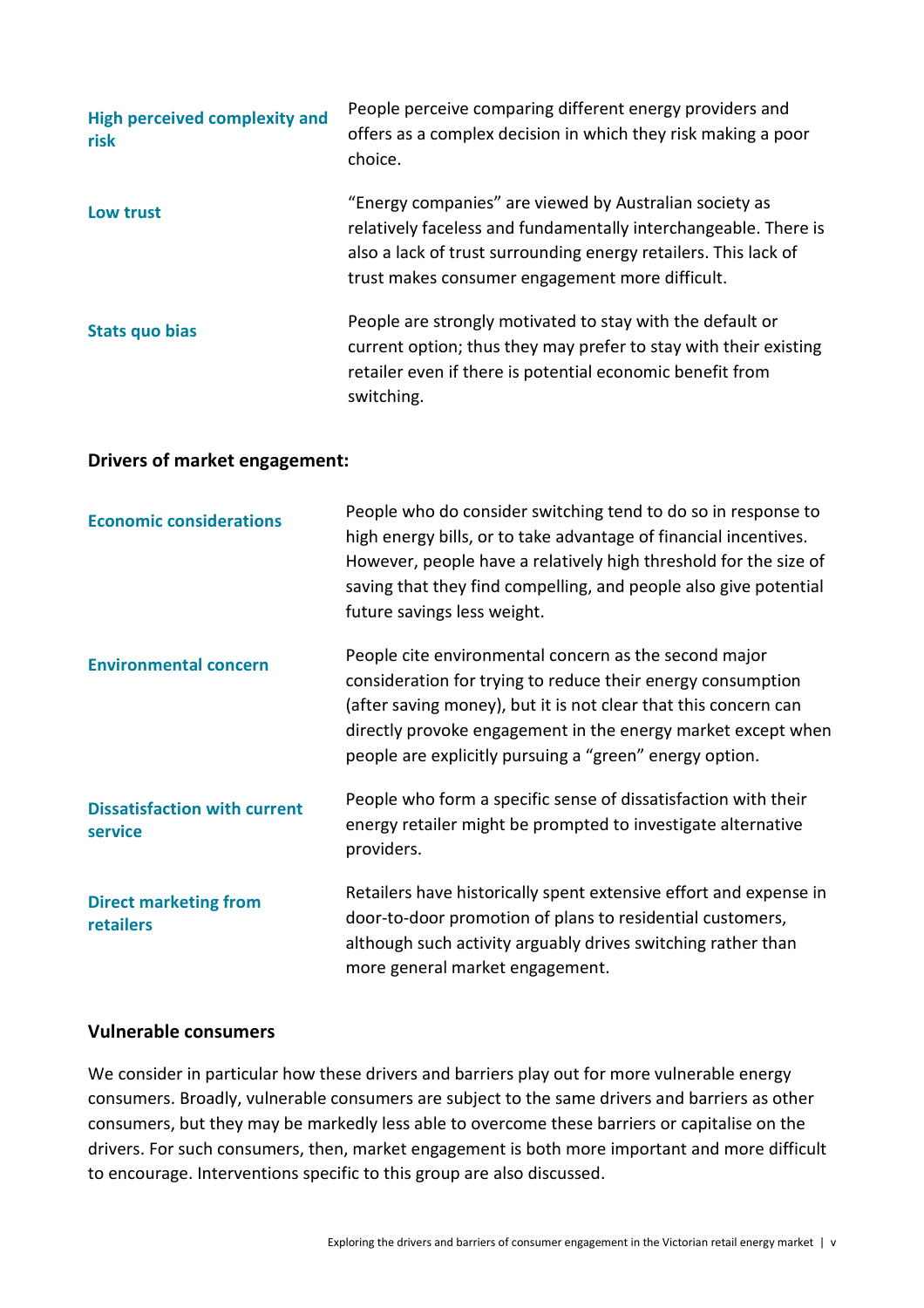| | |
|---|---|
| **High perceived complexity and risk** | People perceive comparing different energy providers and offers as a complex decision in which they risk making a poor choice. |
| **Low trust** | "Energy companies" are viewed by Australian society as relatively faceless and fundamentally interchangeable. There is also a lack of trust surrounding energy retailers. This lack of trust makes consumer engagement more difficult. |
| **Stats quo bias** | People are strongly motivated to stay with the default or current option; thus they may prefer to stay with their existing retailer even if there is potential economic benefit from switching. |

**Drivers of market engagement:**

| | |
|---|---|
| **Economic considerations** | People who do consider switching tend to do so in response to high energy bills, or to take advantage of financial incentives. However, people have a relatively high threshold for the size of saving that they find compelling, and people also give potential future savings less weight. |
| **Environmental concern** | People cite environmental concern as the second major consideration for trying to reduce their energy consumption (after saving money), but it is not clear that this concern can directly provoke engagement in the energy market except when people are explicitly pursuing a "green" energy option. |
| **Dissatisfaction with current service** | People who form a specific sense of dissatisfaction with their energy retailer might be prompted to investigate alternative providers. |
| **Direct marketing from retailers** | Retailers have historically spent extensive effort and expense in door-to-door promotion of plans to residential customers, although such activity arguably drives switching rather than more general market engagement. |

**Vulnerable consumers**

We consider in particular how these drivers and barriers play out for more vulnerable energy consumers. Broadly, vulnerable consumers are subject to the same drivers and barriers as other consumers, but they may be markedly less able to overcome these barriers or capitalise on the drivers. For such consumers, then, market engagement is both more important and more difficult to encourage. Interventions specific to this group are also discussed.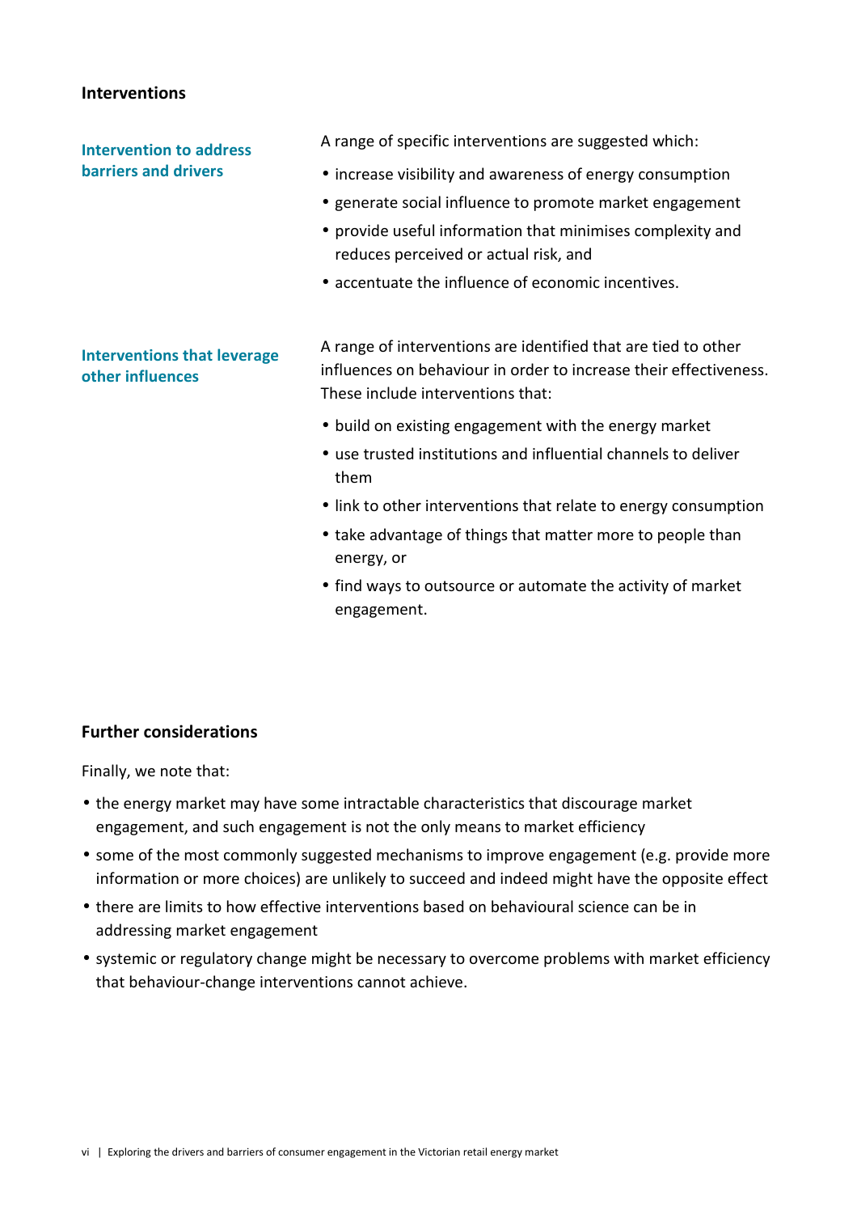## Interventions

### Intervention to address barriers and drivers

A range of specific interventions are suggested which:

- increase visibility and awareness of energy consumption
- generate social influence to promote market engagement
- provide useful information that minimises complexity and reduces perceived or actual risk, and
- accentuate the influence of economic incentives.

### Interventions that leverage other influences

A range of interventions are identified that are tied to other influences on behaviour in order to increase their effectiveness. These include interventions that:

- build on existing engagement with the energy market
- use trusted institutions and influential channels to deliver them
- link to other interventions that relate to energy consumption
- take advantage of things that matter more to people than energy, or
- find ways to outsource or automate the activity of market engagement.

## Further considerations

Finally, we note that:

- the energy market may have some intractable characteristics that discourage market engagement, and such engagement is not the only means to market efficiency
- some of the most commonly suggested mechanisms to improve engagement (e.g. provide more information or more choices) are unlikely to succeed and indeed might have the opposite effect
- there are limits to how effective interventions based on behavioural science can be in addressing market engagement
- systemic or regulatory change might be necessary to overcome problems with market efficiency that behaviour-change interventions cannot achieve.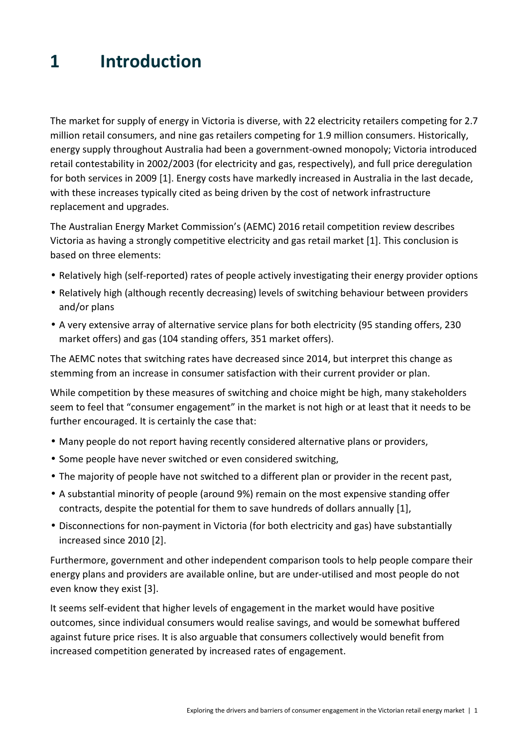# 1 Introduction

The market for supply of energy in Victoria is diverse, with 22 electricity retailers competing for 2.7 million retail consumers, and nine gas retailers competing for 1.9 million consumers. Historically, energy supply throughout Australia had been a government-owned monopoly; Victoria introduced retail contestability in 2002/2003 (for electricity and gas, respectively), and full price deregulation for both services in 2009 [1]. Energy costs have markedly increased in Australia in the last decade, with these increases typically cited as being driven by the cost of network infrastructure replacement and upgrades.

The Australian Energy Market Commission's (AEMC) 2016 retail competition review describes Victoria as having a strongly competitive electricity and gas retail market [1]. This conclusion is based on three elements:

- Relatively high (self-reported) rates of people actively investigating their energy provider options
- Relatively high (although recently decreasing) levels of switching behaviour between providers and/or plans
- A very extensive array of alternative service plans for both electricity (95 standing offers, 230 market offers) and gas (104 standing offers, 351 market offers).

The AEMC notes that switching rates have decreased since 2014, but interpret this change as stemming from an increase in consumer satisfaction with their current provider or plan.

While competition by these measures of switching and choice might be high, many stakeholders seem to feel that "consumer engagement" in the market is not high or at least that it needs to be further encouraged. It is certainly the case that:

- Many people do not report having recently considered alternative plans or providers,
- Some people have never switched or even considered switching,
- The majority of people have not switched to a different plan or provider in the recent past,
- A substantial minority of people (around 9%) remain on the most expensive standing offer contracts, despite the potential for them to save hundreds of dollars annually [1],
- Disconnections for non-payment in Victoria (for both electricity and gas) have substantially increased since 2010 [2].

Furthermore, government and other independent comparison tools to help people compare their energy plans and providers are available online, but are under-utilised and most people do not even know they exist [3].

It seems self-evident that higher levels of engagement in the market would have positive outcomes, since individual consumers would realise savings, and would be somewhat buffered against future price rises. It is also arguable that consumers collectively would benefit from increased competition generated by increased rates of engagement.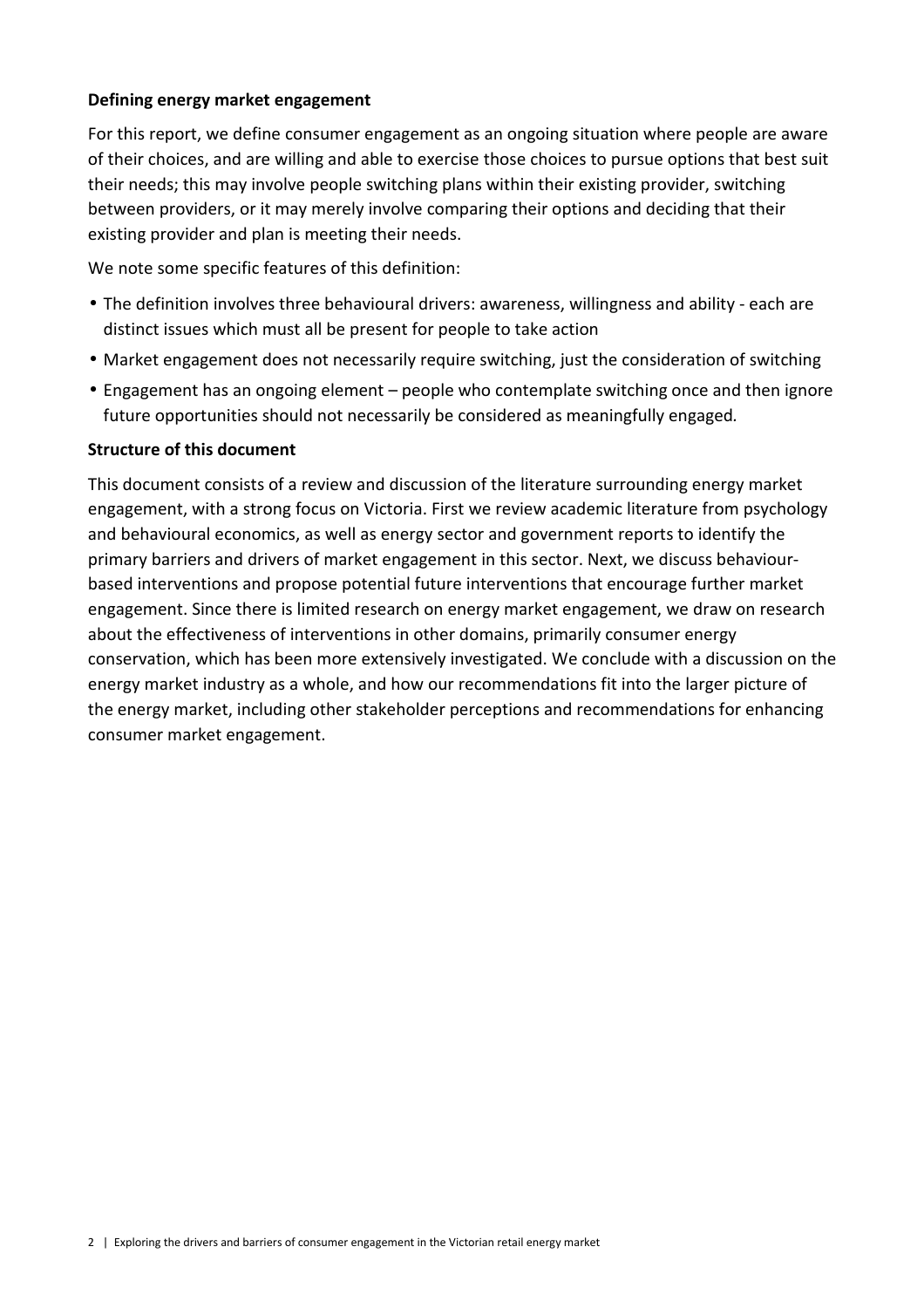**Defining energy market engagement**

For this report, we define consumer engagement as an ongoing situation where people are aware of their choices, and are willing and able to exercise those choices to pursue options that best suit their needs; this may involve people switching plans within their existing provider, switching between providers, or it may merely involve comparing their options and deciding that their existing provider and plan is meeting their needs.

We note some specific features of this definition:

- The definition involves three behavioural drivers: awareness, willingness and ability - each are distinct issues which must all be present for people to take action
- Market engagement does not necessarily require switching, just the consideration of switching
- Engagement has an ongoing element – people who contemplate switching once and then ignore future opportunities should not necessarily be considered as meaningfully engaged.

**Structure of this document**

This document consists of a review and discussion of the literature surrounding energy market engagement, with a strong focus on Victoria. First we review academic literature from psychology and behavioural economics, as well as energy sector and government reports to identify the primary barriers and drivers of market engagement in this sector. Next, we discuss behaviour-based interventions and propose potential future interventions that encourage further market engagement. Since there is limited research on energy market engagement, we draw on research about the effectiveness of interventions in other domains, primarily consumer energy conservation, which has been more extensively investigated. We conclude with a discussion on the energy market industry as a whole, and how our recommendations fit into the larger picture of the energy market, including other stakeholder perceptions and recommendations for enhancing consumer market engagement.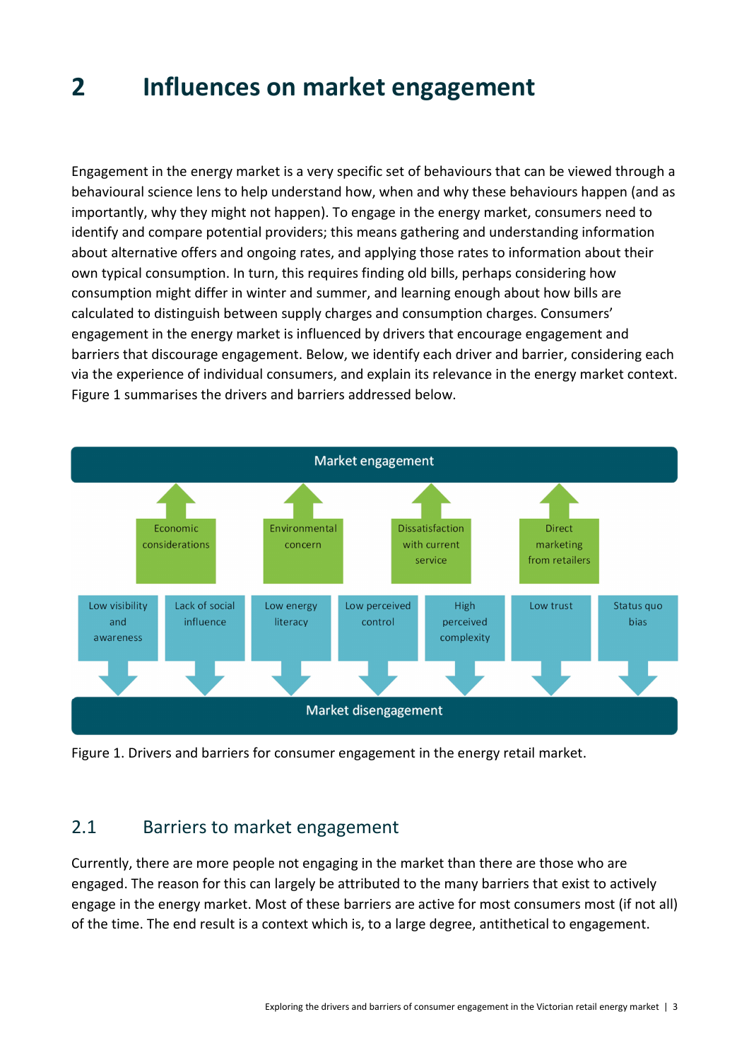# 2 Influences on market engagement

Engagement in the energy market is a very specific set of behaviours that can be viewed through a behavioural science lens to help understand how, when and why these behaviours happen (and as importantly, why they might not happen). To engage in the energy market, consumers need to identify and compare potential providers; this means gathering and understanding information about alternative offers and ongoing rates, and applying those rates to information about their own typical consumption. In turn, this requires finding old bills, perhaps considering how consumption might differ in winter and summer, and learning enough about how bills are calculated to distinguish between supply charges and consumption charges. Consumers' engagement in the energy market is influenced by drivers that encourage engagement and barriers that discourage engagement. Below, we identify each driver and barrier, considering each via the experience of individual consumers, and explain its relevance in the energy market context. Figure 1 summarises the drivers and barriers addressed below.

Market engagement

Drivers (toward market engagement):
- Economic considerations
- Environmental concern
- Dissatisfaction with current service
- Direct marketing from retailers

Barriers (toward market disengagement):
- Low visibility and awareness
- Lack of social influence
- Low energy literacy
- Low perceived control
- High perceived complexity
- Low trust
- Status quo bias

Market disengagement

Figure 1. Drivers and barriers for consumer engagement in the energy retail market.

## 2.1 Barriers to market engagement

Currently, there are more people not engaging in the market than there are those who are engaged. The reason for this can largely be attributed to the many barriers that exist to actively engage in the energy market. Most of these barriers are active for most consumers most (if not all) of the time. The end result is a context which is, to a large degree, antithetical to engagement.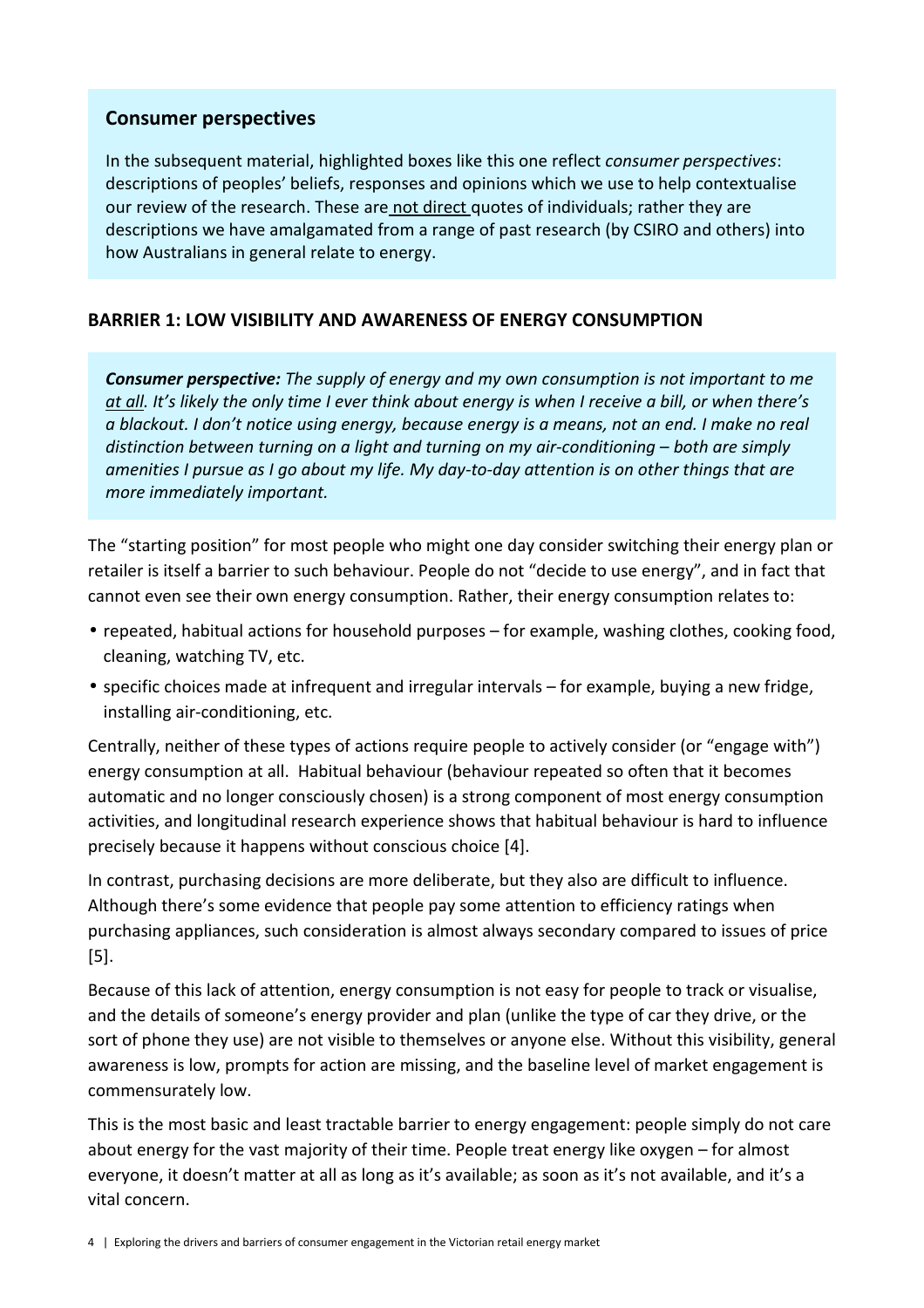### Consumer perspectives

In the subsequent material, highlighted boxes like this one reflect *consumer perspectives*: descriptions of peoples' beliefs, responses and opinions which we use to help contextualise our review of the research. These are not direct quotes of individuals; rather they are descriptions we have amalgamated from a range of past research (by CSIRO and others) into how Australians in general relate to energy.

## BARRIER 1: LOW VISIBILITY AND AWARENESS OF ENERGY CONSUMPTION

***Consumer perspective:*** *The supply of energy and my own consumption is not important to me at all. It's likely the only time I ever think about energy is when I receive a bill, or when there's a blackout. I don't notice using energy, because energy is a means, not an end. I make no real distinction between turning on a light and turning on my air-conditioning – both are simply amenities I pursue as I go about my life. My day-to-day attention is on other things that are more immediately important.*

The "starting position" for most people who might one day consider switching their energy plan or retailer is itself a barrier to such behaviour. People do not "decide to use energy", and in fact that cannot even see their own energy consumption. Rather, their energy consumption relates to:

- repeated, habitual actions for household purposes – for example, washing clothes, cooking food, cleaning, watching TV, etc.
- specific choices made at infrequent and irregular intervals – for example, buying a new fridge, installing air-conditioning, etc.

Centrally, neither of these types of actions require people to actively consider (or "engage with") energy consumption at all. Habitual behaviour (behaviour repeated so often that it becomes automatic and no longer consciously chosen) is a strong component of most energy consumption activities, and longitudinal research experience shows that habitual behaviour is hard to influence precisely because it happens without conscious choice [4].

In contrast, purchasing decisions are more deliberate, but they also are difficult to influence. Although there's some evidence that people pay some attention to efficiency ratings when purchasing appliances, such consideration is almost always secondary compared to issues of price [5].

Because of this lack of attention, energy consumption is not easy for people to track or visualise, and the details of someone's energy provider and plan (unlike the type of car they drive, or the sort of phone they use) are not visible to themselves or anyone else. Without this visibility, general awareness is low, prompts for action are missing, and the baseline level of market engagement is commensurately low.

This is the most basic and least tractable barrier to energy engagement: people simply do not care about energy for the vast majority of their time. People treat energy like oxygen – for almost everyone, it doesn't matter at all as long as it's available; as soon as it's not available, and it's a vital concern.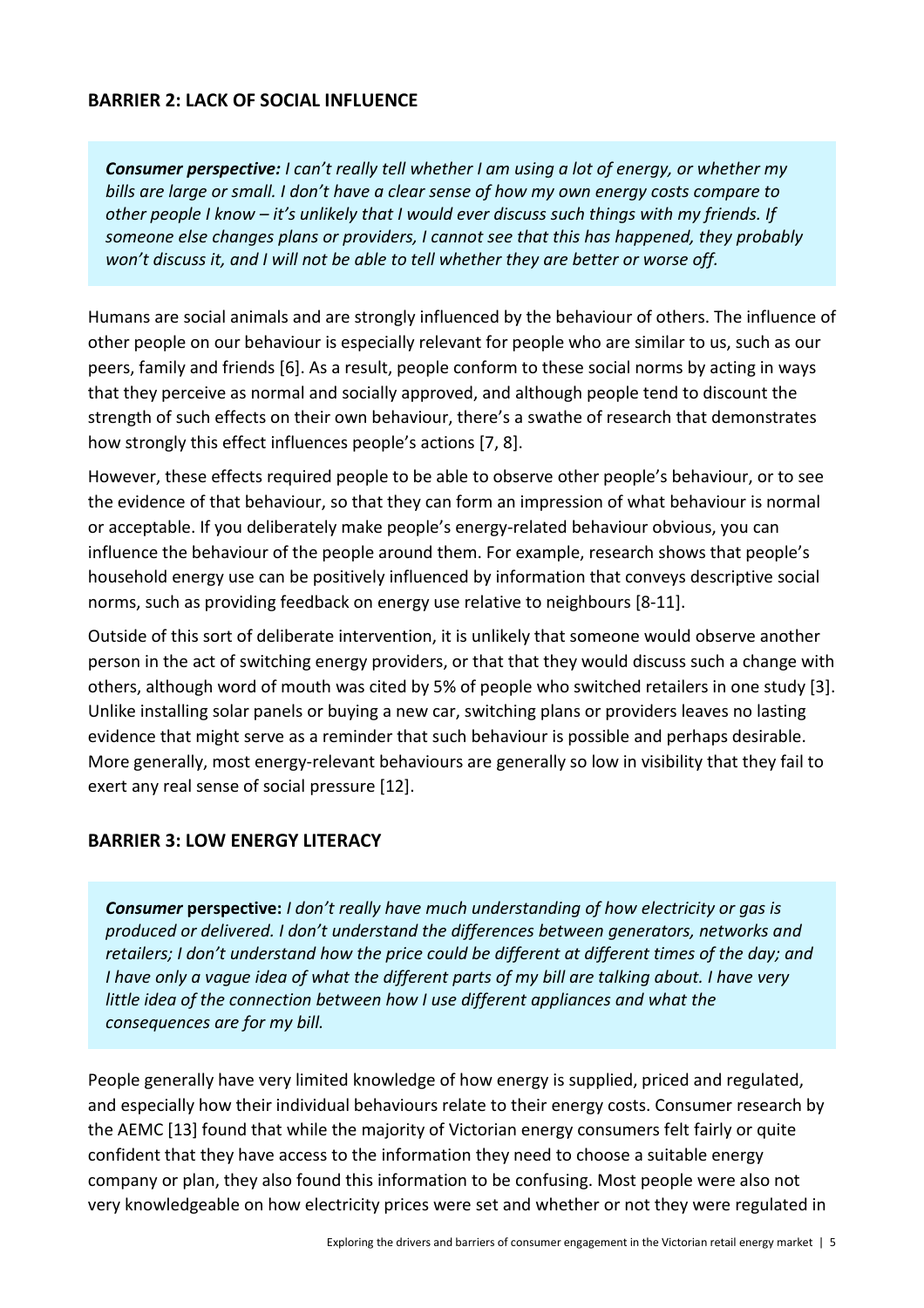### BARRIER 2: LACK OF SOCIAL INFLUENCE

> ***Consumer perspective:*** *I can't really tell whether I am using a lot of energy, or whether my bills are large or small. I don't have a clear sense of how my own energy costs compare to other people I know – it's unlikely that I would ever discuss such things with my friends. If someone else changes plans or providers, I cannot see that this has happened, they probably won't discuss it, and I will not be able to tell whether they are better or worse off.*

Humans are social animals and are strongly influenced by the behaviour of others. The influence of other people on our behaviour is especially relevant for people who are similar to us, such as our peers, family and friends [6]. As a result, people conform to these social norms by acting in ways that they perceive as normal and socially approved, and although people tend to discount the strength of such effects on their own behaviour, there's a swathe of research that demonstrates how strongly this effect influences people's actions [7, 8].

However, these effects required people to be able to observe other people's behaviour, or to see the evidence of that behaviour, so that they can form an impression of what behaviour is normal or acceptable. If you deliberately make people's energy-related behaviour obvious, you can influence the behaviour of the people around them. For example, research shows that people's household energy use can be positively influenced by information that conveys descriptive social norms, such as providing feedback on energy use relative to neighbours [8-11].

Outside of this sort of deliberate intervention, it is unlikely that someone would observe another person in the act of switching energy providers, or that that they would discuss such a change with others, although word of mouth was cited by 5% of people who switched retailers in one study [3]. Unlike installing solar panels or buying a new car, switching plans or providers leaves no lasting evidence that might serve as a reminder that such behaviour is possible and perhaps desirable. More generally, most energy-relevant behaviours are generally so low in visibility that they fail to exert any real sense of social pressure [12].

### BARRIER 3: LOW ENERGY LITERACY

> ***Consumer*** **perspective:** *I don't really have much understanding of how electricity or gas is produced or delivered. I don't understand the differences between generators, networks and retailers; I don't understand how the price could be different at different times of the day; and I have only a vague idea of what the different parts of my bill are talking about. I have very little idea of the connection between how I use different appliances and what the consequences are for my bill.*

People generally have very limited knowledge of how energy is supplied, priced and regulated, and especially how their individual behaviours relate to their energy costs. Consumer research by the AEMC [13] found that while the majority of Victorian energy consumers felt fairly or quite confident that they have access to the information they need to choose a suitable energy company or plan, they also found this information to be confusing. Most people were also not very knowledgeable on how electricity prices were set and whether or not they were regulated in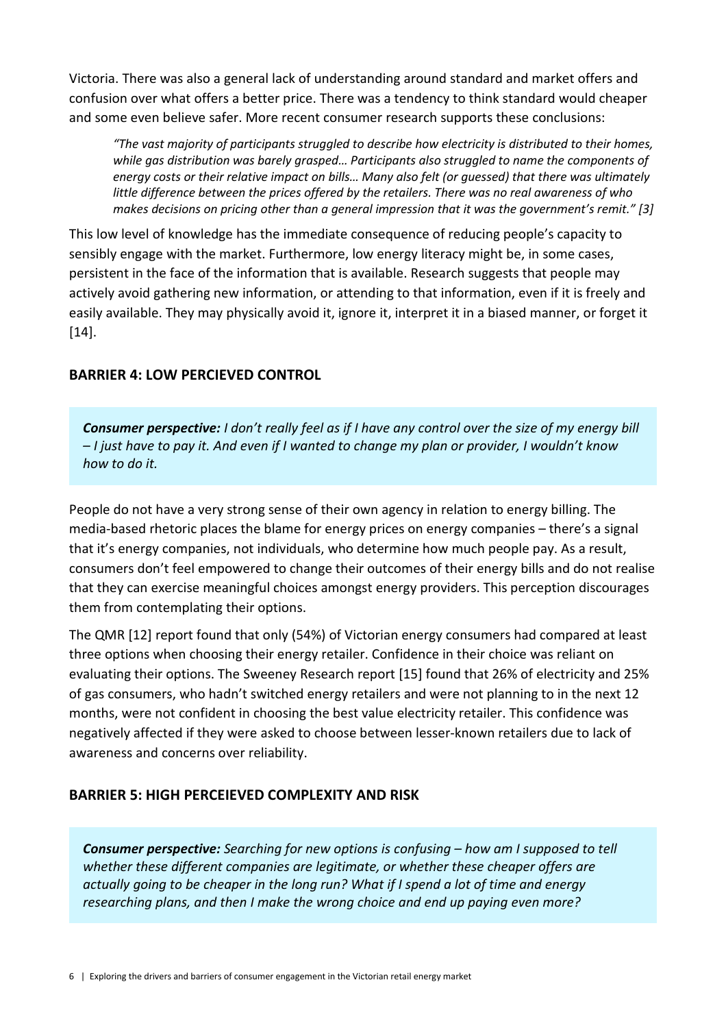Victoria. There was also a general lack of understanding around standard and market offers and confusion over what offers a better price. There was a tendency to think standard would cheaper and some even believe safer. More recent consumer research supports these conclusions:

> *"The vast majority of participants struggled to describe how electricity is distributed to their homes, while gas distribution was barely grasped… Participants also struggled to name the components of energy costs or their relative impact on bills… Many also felt (or guessed) that there was ultimately little difference between the prices offered by the retailers. There was no real awareness of who makes decisions on pricing other than a general impression that it was the government's remit." [3]*

This low level of knowledge has the immediate consequence of reducing people's capacity to sensibly engage with the market. Furthermore, low energy literacy might be, in some cases, persistent in the face of the information that is available. Research suggests that people may actively avoid gathering new information, or attending to that information, even if it is freely and easily available. They may physically avoid it, ignore it, interpret it in a biased manner, or forget it [14].

### BARRIER 4: LOW PERCIEVED CONTROL

> ***Consumer perspective:*** *I don't really feel as if I have any control over the size of my energy bill – I just have to pay it. And even if I wanted to change my plan or provider, I wouldn't know how to do it.*

People do not have a very strong sense of their own agency in relation to energy billing. The media-based rhetoric places the blame for energy prices on energy companies – there's a signal that it's energy companies, not individuals, who determine how much people pay. As a result, consumers don't feel empowered to change their outcomes of their energy bills and do not realise that they can exercise meaningful choices amongst energy providers. This perception discourages them from contemplating their options.

The QMR [12] report found that only (54%) of Victorian energy consumers had compared at least three options when choosing their energy retailer. Confidence in their choice was reliant on evaluating their options. The Sweeney Research report [15] found that 26% of electricity and 25% of gas consumers, who hadn't switched energy retailers and were not planning to in the next 12 months, were not confident in choosing the best value electricity retailer. This confidence was negatively affected if they were asked to choose between lesser-known retailers due to lack of awareness and concerns over reliability.

### BARRIER 5: HIGH PERCEIEVED COMPLEXITY AND RISK

> ***Consumer perspective:*** *Searching for new options is confusing – how am I supposed to tell whether these different companies are legitimate, or whether these cheaper offers are actually going to be cheaper in the long run? What if I spend a lot of time and energy researching plans, and then I make the wrong choice and end up paying even more?*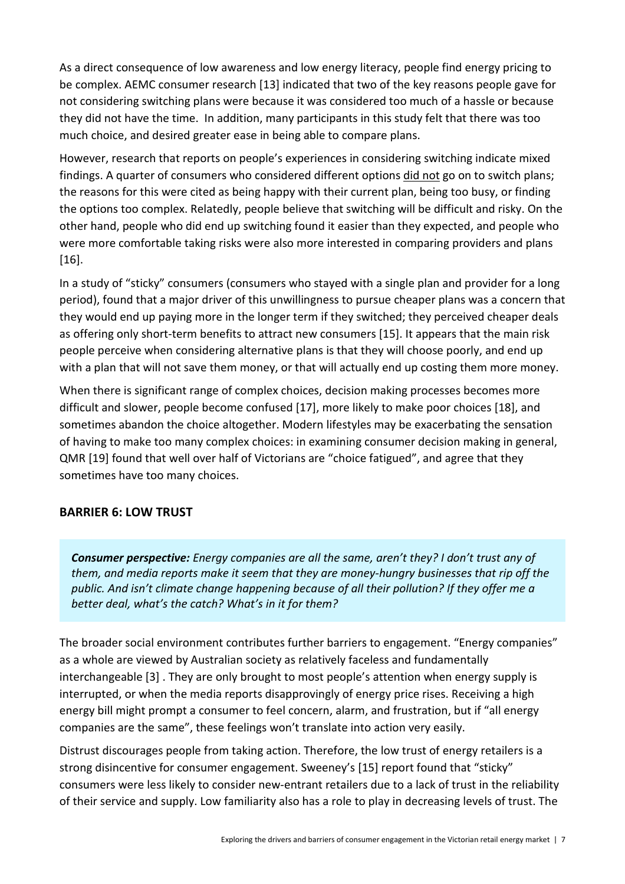As a direct consequence of low awareness and low energy literacy, people find energy pricing to be complex. AEMC consumer research [13] indicated that two of the key reasons people gave for not considering switching plans were because it was considered too much of a hassle or because they did not have the time. In addition, many participants in this study felt that there was too much choice, and desired greater ease in being able to compare plans.

However, research that reports on people's experiences in considering switching indicate mixed findings. A quarter of consumers who considered different options did not go on to switch plans; the reasons for this were cited as being happy with their current plan, being too busy, or finding the options too complex. Relatedly, people believe that switching will be difficult and risky. On the other hand, people who did end up switching found it easier than they expected, and people who were more comfortable taking risks were also more interested in comparing providers and plans [16].

In a study of "sticky" consumers (consumers who stayed with a single plan and provider for a long period), found that a major driver of this unwillingness to pursue cheaper plans was a concern that they would end up paying more in the longer term if they switched; they perceived cheaper deals as offering only short-term benefits to attract new consumers [15]. It appears that the main risk people perceive when considering alternative plans is that they will choose poorly, and end up with a plan that will not save them money, or that will actually end up costing them more money.

When there is significant range of complex choices, decision making processes becomes more difficult and slower, people become confused [17], more likely to make poor choices [18], and sometimes abandon the choice altogether. Modern lifestyles may be exacerbating the sensation of having to make too many complex choices: in examining consumer decision making in general, QMR [19] found that well over half of Victorians are "choice fatigued", and agree that they sometimes have too many choices.

## BARRIER 6: LOW TRUST

> ***Consumer perspective:*** *Energy companies are all the same, aren't they? I don't trust any of them, and media reports make it seem that they are money-hungry businesses that rip off the public. And isn't climate change happening because of all their pollution? If they offer me a better deal, what's the catch? What's in it for them?*

The broader social environment contributes further barriers to engagement. "Energy companies" as a whole are viewed by Australian society as relatively faceless and fundamentally interchangeable [3] . They are only brought to most people's attention when energy supply is interrupted, or when the media reports disapprovingly of energy price rises. Receiving a high energy bill might prompt a consumer to feel concern, alarm, and frustration, but if "all energy companies are the same", these feelings won't translate into action very easily.

Distrust discourages people from taking action. Therefore, the low trust of energy retailers is a strong disincentive for consumer engagement. Sweeney's [15] report found that "sticky" consumers were less likely to consider new-entrant retailers due to a lack of trust in the reliability of their service and supply. Low familiarity also has a role to play in decreasing levels of trust. The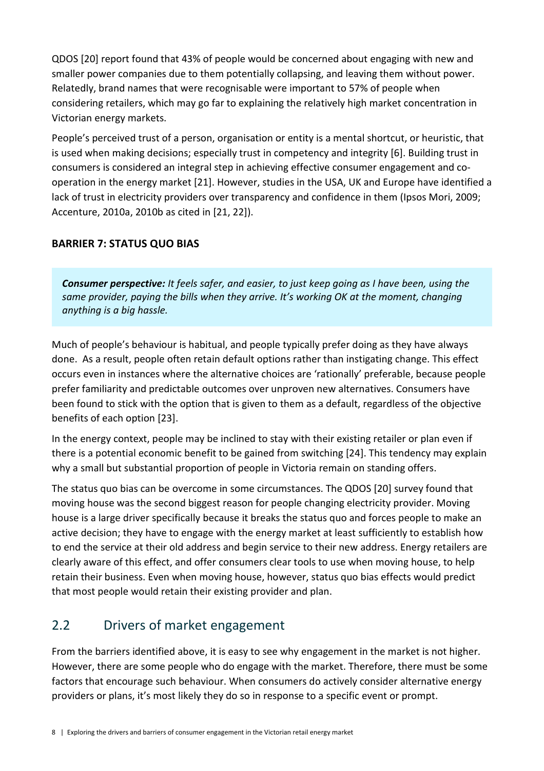QDOS [20] report found that 43% of people would be concerned about engaging with new and smaller power companies due to them potentially collapsing, and leaving them without power. Relatedly, brand names that were recognisable were important to 57% of people when considering retailers, which may go far to explaining the relatively high market concentration in Victorian energy markets.

People's perceived trust of a person, organisation or entity is a mental shortcut, or heuristic, that is used when making decisions; especially trust in competency and integrity [6]. Building trust in consumers is considered an integral step in achieving effective consumer engagement and co-operation in the energy market [21]. However, studies in the USA, UK and Europe have identified a lack of trust in electricity providers over transparency and confidence in them (Ipsos Mori, 2009; Accenture, 2010a, 2010b as cited in [21, 22]).

**BARRIER 7: STATUS QUO BIAS**

> ***Consumer perspective:*** *It feels safer, and easier, to just keep going as I have been, using the same provider, paying the bills when they arrive. It's working OK at the moment, changing anything is a big hassle.*

Much of people's behaviour is habitual, and people typically prefer doing as they have always done. As a result, people often retain default options rather than instigating change. This effect occurs even in instances where the alternative choices are 'rationally' preferable, because people prefer familiarity and predictable outcomes over unproven new alternatives. Consumers have been found to stick with the option that is given to them as a default, regardless of the objective benefits of each option [23].

In the energy context, people may be inclined to stay with their existing retailer or plan even if there is a potential economic benefit to be gained from switching [24]. This tendency may explain why a small but substantial proportion of people in Victoria remain on standing offers.

The status quo bias can be overcome in some circumstances. The QDOS [20] survey found that moving house was the second biggest reason for people changing electricity provider. Moving house is a large driver specifically because it breaks the status quo and forces people to make an active decision; they have to engage with the energy market at least sufficiently to establish how to end the service at their old address and begin service to their new address. Energy retailers are clearly aware of this effect, and offer consumers clear tools to use when moving house, to help retain their business. Even when moving house, however, status quo bias effects would predict that most people would retain their existing provider and plan.

## 2.2 Drivers of market engagement

From the barriers identified above, it is easy to see why engagement in the market is not higher. However, there are some people who do engage with the market. Therefore, there must be some factors that encourage such behaviour. When consumers do actively consider alternative energy providers or plans, it's most likely they do so in response to a specific event or prompt.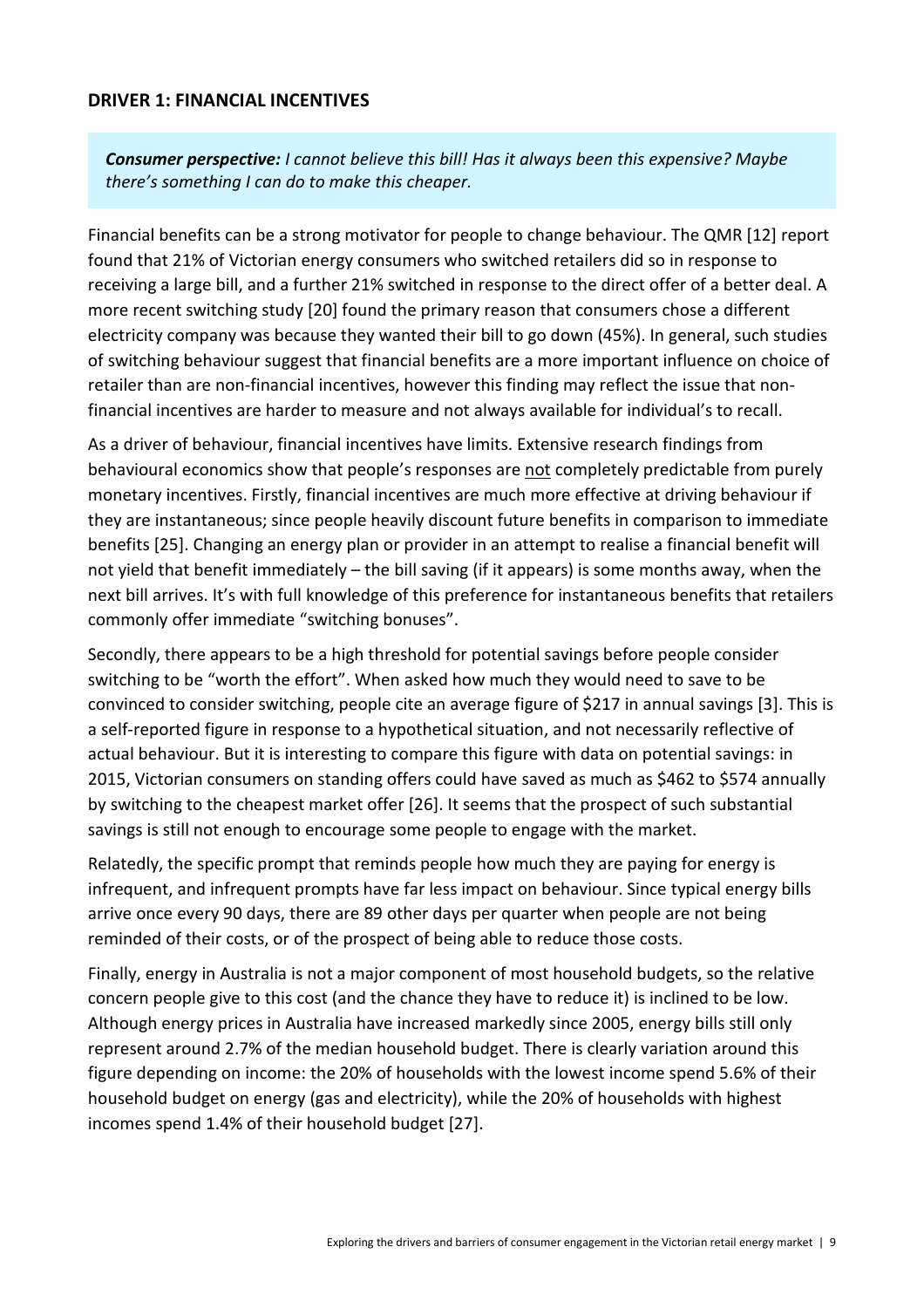## DRIVER 1: FINANCIAL INCENTIVES

> ***Consumer perspective:*** *I cannot believe this bill! Has it always been this expensive? Maybe there's something I can do to make this cheaper.*

Financial benefits can be a strong motivator for people to change behaviour. The QMR [12] report found that 21% of Victorian energy consumers who switched retailers did so in response to receiving a large bill, and a further 21% switched in response to the direct offer of a better deal. A more recent switching study [20] found the primary reason that consumers chose a different electricity company was because they wanted their bill to go down (45%). In general, such studies of switching behaviour suggest that financial benefits are a more important influence on choice of retailer than are non-financial incentives, however this finding may reflect the issue that non-financial incentives are harder to measure and not always available for individual's to recall.

As a driver of behaviour, financial incentives have limits. Extensive research findings from behavioural economics show that people's responses are <u>not</u> completely predictable from purely monetary incentives. Firstly, financial incentives are much more effective at driving behaviour if they are instantaneous; since people heavily discount future benefits in comparison to immediate benefits [25]. Changing an energy plan or provider in an attempt to realise a financial benefit will not yield that benefit immediately – the bill saving (if it appears) is some months away, when the next bill arrives. It's with full knowledge of this preference for instantaneous benefits that retailers commonly offer immediate "switching bonuses".

Secondly, there appears to be a high threshold for potential savings before people consider switching to be "worth the effort". When asked how much they would need to save to be convinced to consider switching, people cite an average figure of $217 in annual savings [3]. This is a self-reported figure in response to a hypothetical situation, and not necessarily reflective of actual behaviour. But it is interesting to compare this figure with data on potential savings: in 2015, Victorian consumers on standing offers could have saved as much as $462 to $574 annually by switching to the cheapest market offer [26]. It seems that the prospect of such substantial savings is still not enough to encourage some people to engage with the market.

Relatedly, the specific prompt that reminds people how much they are paying for energy is infrequent, and infrequent prompts have far less impact on behaviour. Since typical energy bills arrive once every 90 days, there are 89 other days per quarter when people are not being reminded of their costs, or of the prospect of being able to reduce those costs.

Finally, energy in Australia is not a major component of most household budgets, so the relative concern people give to this cost (and the chance they have to reduce it) is inclined to be low. Although energy prices in Australia have increased markedly since 2005, energy bills still only represent around 2.7% of the median household budget. There is clearly variation around this figure depending on income: the 20% of households with the lowest income spend 5.6% of their household budget on energy (gas and electricity), while the 20% of households with highest incomes spend 1.4% of their household budget [27].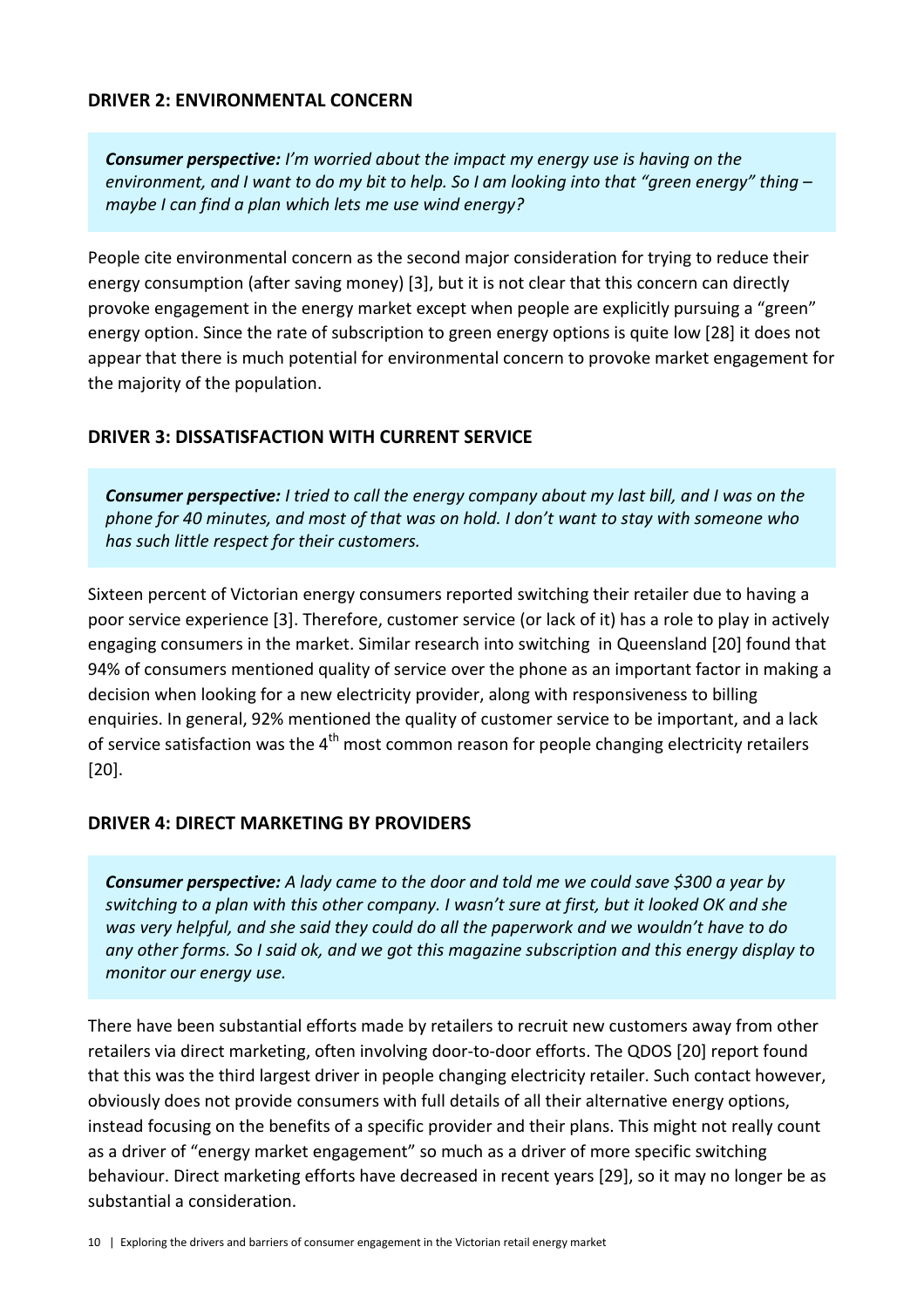## DRIVER 2: ENVIRONMENTAL CONCERN

> ***Consumer perspective:*** *I'm worried about the impact my energy use is having on the environment, and I want to do my bit to help. So I am looking into that "green energy" thing – maybe I can find a plan which lets me use wind energy?*

People cite environmental concern as the second major consideration for trying to reduce their energy consumption (after saving money) [3], but it is not clear that this concern can directly provoke engagement in the energy market except when people are explicitly pursuing a "green" energy option. Since the rate of subscription to green energy options is quite low [28] it does not appear that there is much potential for environmental concern to provoke market engagement for the majority of the population.

## DRIVER 3: DISSATISFACTION WITH CURRENT SERVICE

> ***Consumer perspective:*** *I tried to call the energy company about my last bill, and I was on the phone for 40 minutes, and most of that was on hold. I don't want to stay with someone who has such little respect for their customers.*

Sixteen percent of Victorian energy consumers reported switching their retailer due to having a poor service experience [3]. Therefore, customer service (or lack of it) has a role to play in actively engaging consumers in the market. Similar research into switching in Queensland [20] found that 94% of consumers mentioned quality of service over the phone as an important factor in making a decision when looking for a new electricity provider, along with responsiveness to billing enquiries. In general, 92% mentioned the quality of customer service to be important, and a lack of service satisfaction was the 4th most common reason for people changing electricity retailers [20].

## DRIVER 4: DIRECT MARKETING BY PROVIDERS

> ***Consumer perspective:*** *A lady came to the door and told me we could save $300 a year by switching to a plan with this other company. I wasn't sure at first, but it looked OK and she was very helpful, and she said they could do all the paperwork and we wouldn't have to do any other forms. So I said ok, and we got this magazine subscription and this energy display to monitor our energy use.*

There have been substantial efforts made by retailers to recruit new customers away from other retailers via direct marketing, often involving door-to-door efforts. The QDOS [20] report found that this was the third largest driver in people changing electricity retailer. Such contact however, obviously does not provide consumers with full details of all their alternative energy options, instead focusing on the benefits of a specific provider and their plans. This might not really count as a driver of "energy market engagement" so much as a driver of more specific switching behaviour. Direct marketing efforts have decreased in recent years [29], so it may no longer be as substantial a consideration.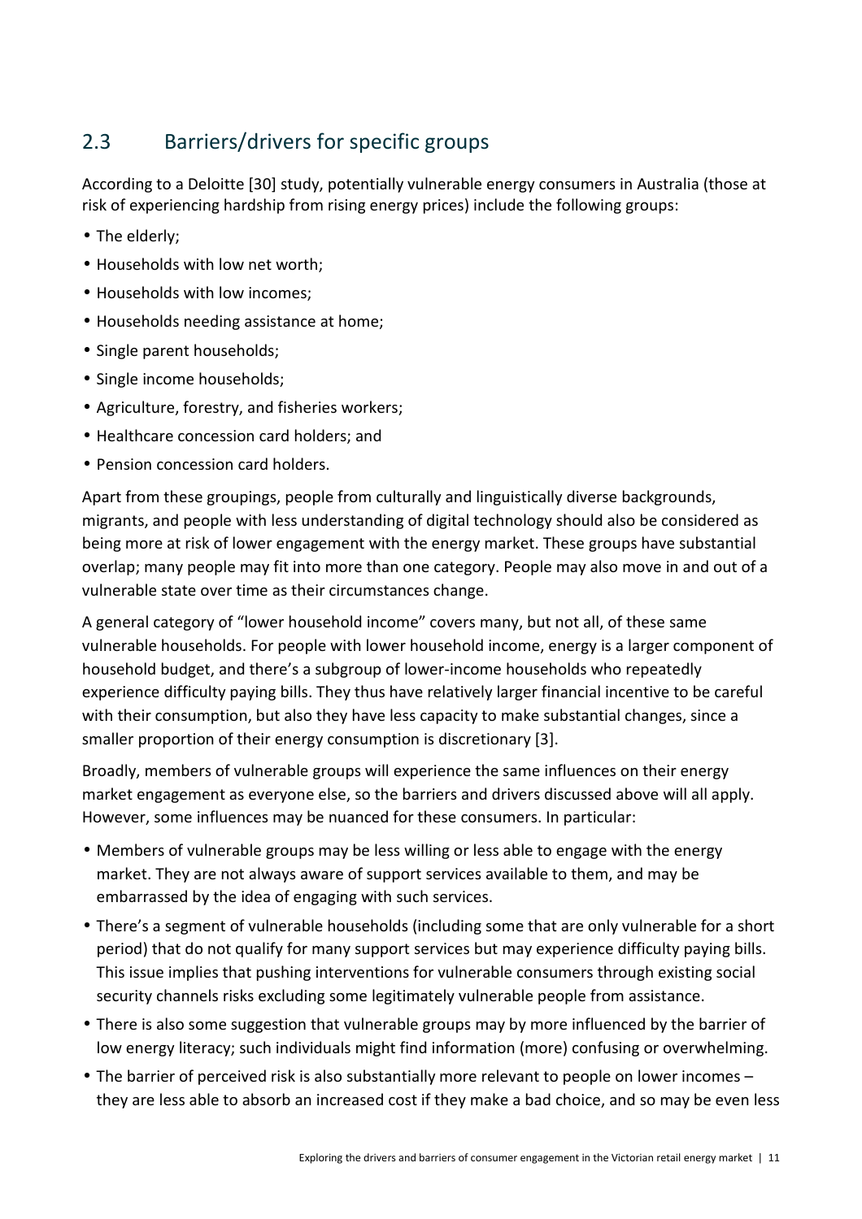## 2.3 Barriers/drivers for specific groups

According to a Deloitte [30] study, potentially vulnerable energy consumers in Australia (those at risk of experiencing hardship from rising energy prices) include the following groups:

- The elderly;
- Households with low net worth;
- Households with low incomes;
- Households needing assistance at home;
- Single parent households;
- Single income households;
- Agriculture, forestry, and fisheries workers;
- Healthcare concession card holders; and
- Pension concession card holders.

Apart from these groupings, people from culturally and linguistically diverse backgrounds, migrants, and people with less understanding of digital technology should also be considered as being more at risk of lower engagement with the energy market. These groups have substantial overlap; many people may fit into more than one category. People may also move in and out of a vulnerable state over time as their circumstances change.

A general category of "lower household income" covers many, but not all, of these same vulnerable households. For people with lower household income, energy is a larger component of household budget, and there's a subgroup of lower-income households who repeatedly experience difficulty paying bills. They thus have relatively larger financial incentive to be careful with their consumption, but also they have less capacity to make substantial changes, since a smaller proportion of their energy consumption is discretionary [3].

Broadly, members of vulnerable groups will experience the same influences on their energy market engagement as everyone else, so the barriers and drivers discussed above will all apply. However, some influences may be nuanced for these consumers. In particular:

- Members of vulnerable groups may be less willing or less able to engage with the energy market. They are not always aware of support services available to them, and may be embarrassed by the idea of engaging with such services.
- There's a segment of vulnerable households (including some that are only vulnerable for a short period) that do not qualify for many support services but may experience difficulty paying bills. This issue implies that pushing interventions for vulnerable consumers through existing social security channels risks excluding some legitimately vulnerable people from assistance.
- There is also some suggestion that vulnerable groups may by more influenced by the barrier of low energy literacy; such individuals might find information (more) confusing or overwhelming.
- The barrier of perceived risk is also substantially more relevant to people on lower incomes – they are less able to absorb an increased cost if they make a bad choice, and so may be even less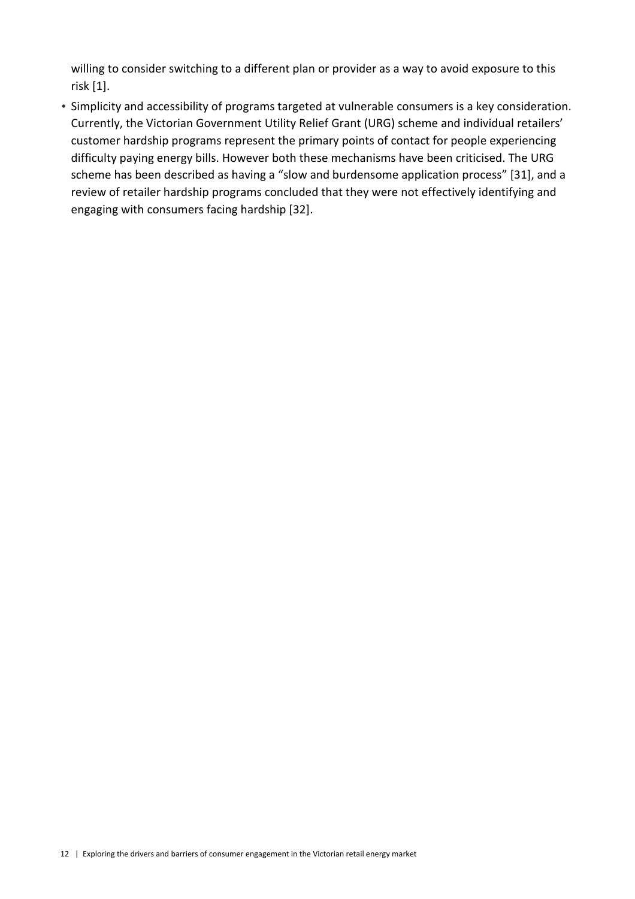willing to consider switching to a different plan or provider as a way to avoid exposure to this risk [1].

- Simplicity and accessibility of programs targeted at vulnerable consumers is a key consideration. Currently, the Victorian Government Utility Relief Grant (URG) scheme and individual retailers' customer hardship programs represent the primary points of contact for people experiencing difficulty paying energy bills. However both these mechanisms have been criticised. The URG scheme has been described as having a "slow and burdensome application process" [31], and a review of retailer hardship programs concluded that they were not effectively identifying and engaging with consumers facing hardship [32].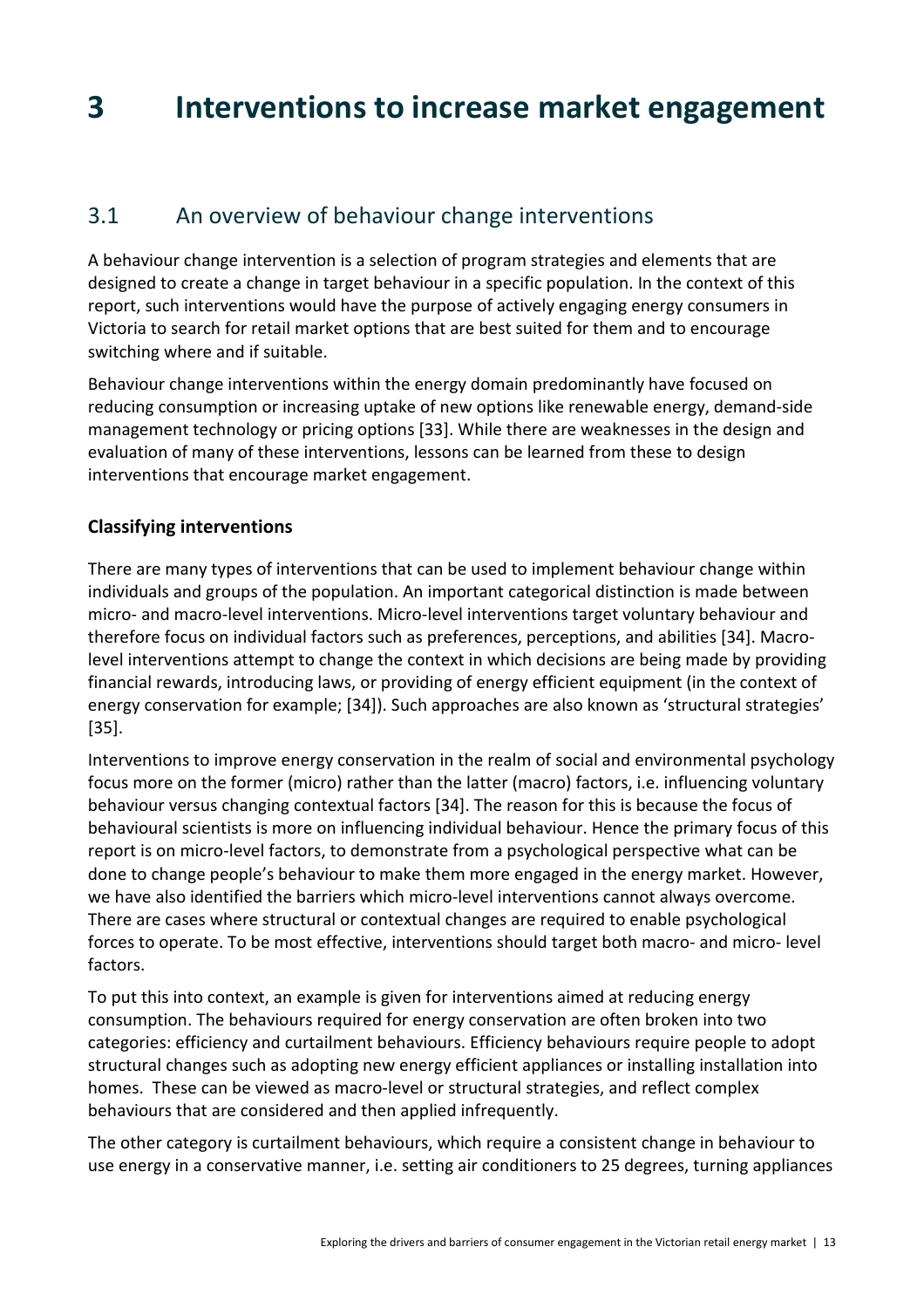# 3 Interventions to increase market engagement

## 3.1 An overview of behaviour change interventions

A behaviour change intervention is a selection of program strategies and elements that are designed to create a change in target behaviour in a specific population. In the context of this report, such interventions would have the purpose of actively engaging energy consumers in Victoria to search for retail market options that are best suited for them and to encourage switching where and if suitable.

Behaviour change interventions within the energy domain predominantly have focused on reducing consumption or increasing uptake of new options like renewable energy, demand-side management technology or pricing options [33]. While there are weaknesses in the design and evaluation of many of these interventions, lessons can be learned from these to design interventions that encourage market engagement.

### Classifying interventions

There are many types of interventions that can be used to implement behaviour change within individuals and groups of the population. An important categorical distinction is made between micro- and macro-level interventions. Micro-level interventions target voluntary behaviour and therefore focus on individual factors such as preferences, perceptions, and abilities [34]. Macro-level interventions attempt to change the context in which decisions are being made by providing financial rewards, introducing laws, or providing of energy efficient equipment (in the context of energy conservation for example; [34]). Such approaches are also known as 'structural strategies' [35].

Interventions to improve energy conservation in the realm of social and environmental psychology focus more on the former (micro) rather than the latter (macro) factors, i.e. influencing voluntary behaviour versus changing contextual factors [34]. The reason for this is because the focus of behavioural scientists is more on influencing individual behaviour. Hence the primary focus of this report is on micro-level factors, to demonstrate from a psychological perspective what can be done to change people's behaviour to make them more engaged in the energy market. However, we have also identified the barriers which micro-level interventions cannot always overcome. There are cases where structural or contextual changes are required to enable psychological forces to operate. To be most effective, interventions should target both macro- and micro- level factors.

To put this into context, an example is given for interventions aimed at reducing energy consumption. The behaviours required for energy conservation are often broken into two categories: efficiency and curtailment behaviours. Efficiency behaviours require people to adopt structural changes such as adopting new energy efficient appliances or installing installation into homes. These can be viewed as macro-level or structural strategies, and reflect complex behaviours that are considered and then applied infrequently.

The other category is curtailment behaviours, which require a consistent change in behaviour to use energy in a conservative manner, i.e. setting air conditioners to 25 degrees, turning appliances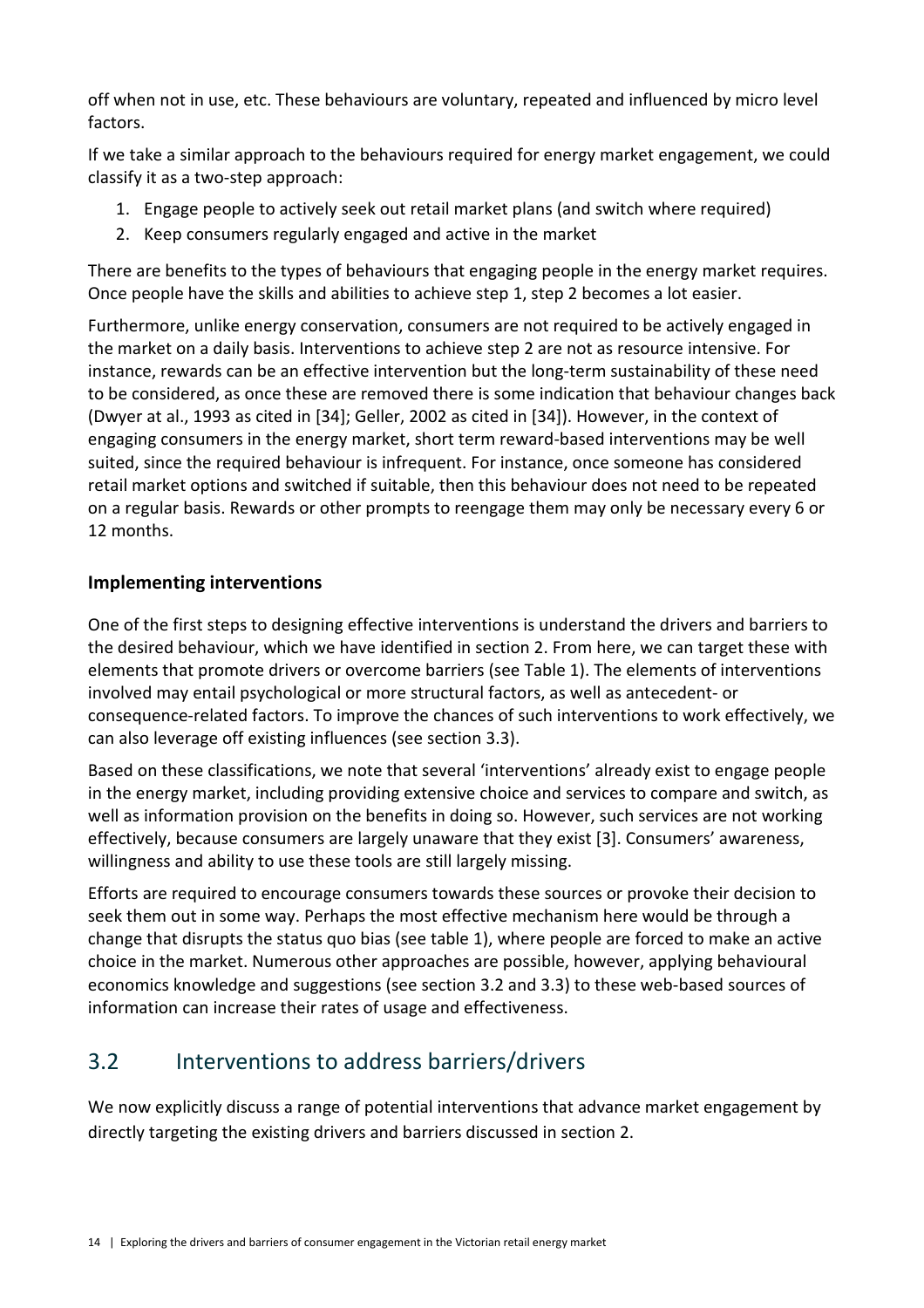off when not in use, etc. These behaviours are voluntary, repeated and influenced by micro level factors.

If we take a similar approach to the behaviours required for energy market engagement, we could classify it as a two-step approach:

1. Engage people to actively seek out retail market plans (and switch where required)
2. Keep consumers regularly engaged and active in the market

There are benefits to the types of behaviours that engaging people in the energy market requires. Once people have the skills and abilities to achieve step 1, step 2 becomes a lot easier.

Furthermore, unlike energy conservation, consumers are not required to be actively engaged in the market on a daily basis. Interventions to achieve step 2 are not as resource intensive. For instance, rewards can be an effective intervention but the long-term sustainability of these need to be considered, as once these are removed there is some indication that behaviour changes back (Dwyer at al., 1993 as cited in [34]; Geller, 2002 as cited in [34]). However, in the context of engaging consumers in the energy market, short term reward-based interventions may be well suited, since the required behaviour is infrequent. For instance, once someone has considered retail market options and switched if suitable, then this behaviour does not need to be repeated on a regular basis. Rewards or other prompts to reengage them may only be necessary every 6 or 12 months.

**Implementing interventions**

One of the first steps to designing effective interventions is understand the drivers and barriers to the desired behaviour, which we have identified in section 2. From here, we can target these with elements that promote drivers or overcome barriers (see Table 1). The elements of interventions involved may entail psychological or more structural factors, as well as antecedent- or consequence-related factors. To improve the chances of such interventions to work effectively, we can also leverage off existing influences (see section 3.3).

Based on these classifications, we note that several 'interventions' already exist to engage people in the energy market, including providing extensive choice and services to compare and switch, as well as information provision on the benefits in doing so. However, such services are not working effectively, because consumers are largely unaware that they exist [3]. Consumers' awareness, willingness and ability to use these tools are still largely missing.

Efforts are required to encourage consumers towards these sources or provoke their decision to seek them out in some way. Perhaps the most effective mechanism here would be through a change that disrupts the status quo bias (see table 1), where people are forced to make an active choice in the market. Numerous other approaches are possible, however, applying behavioural economics knowledge and suggestions (see section 3.2 and 3.3) to these web-based sources of information can increase their rates of usage and effectiveness.

## 3.2 Interventions to address barriers/drivers

We now explicitly discuss a range of potential interventions that advance market engagement by directly targeting the existing drivers and barriers discussed in section 2.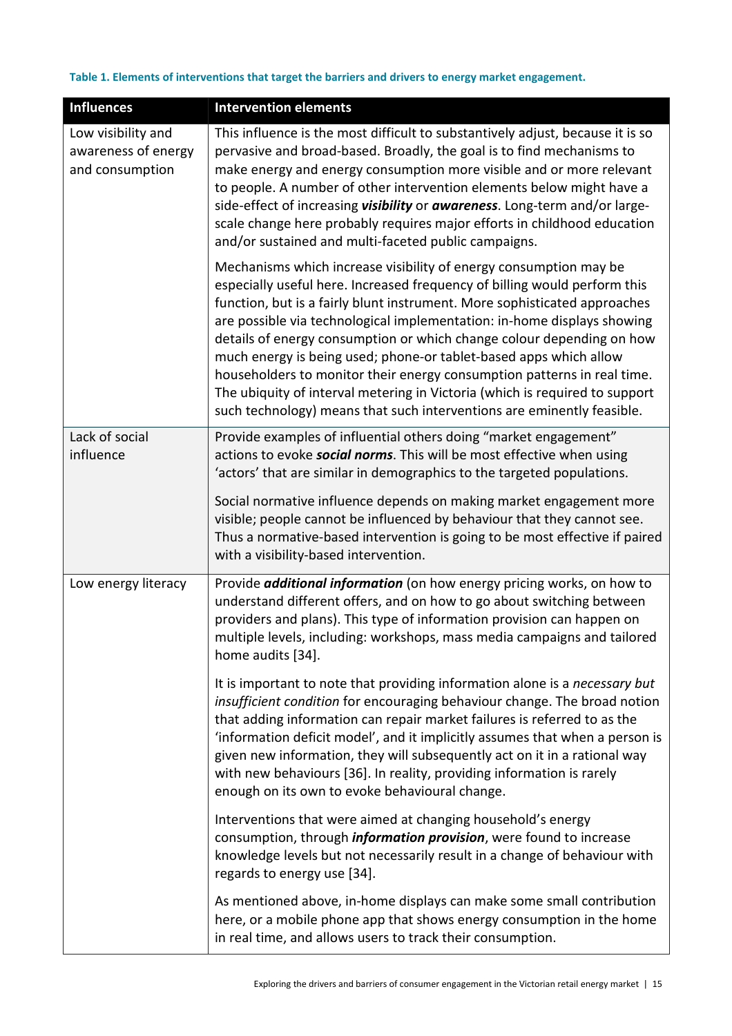**Table 1. Elements of interventions that target the barriers and drivers to energy market engagement.**

| Influences | Intervention elements |
|---|---|
| Low visibility and awareness of energy and consumption | This influence is the most difficult to substantively adjust, because it is so pervasive and broad-based. Broadly, the goal is to find mechanisms to make energy and energy consumption more visible and or more relevant to people. A number of other intervention elements below might have a side-effect of increasing ***visibility*** or ***awareness***. Long-term and/or large-scale change here probably requires major efforts in childhood education and/or sustained and multi-faceted public campaigns.<br><br>Mechanisms which increase visibility of energy consumption may be especially useful here. Increased frequency of billing would perform this function, but is a fairly blunt instrument. More sophisticated approaches are possible via technological implementation: in-home displays showing details of energy consumption or which change colour depending on how much energy is being used; phone-or tablet-based apps which allow householders to monitor their energy consumption patterns in real time. The ubiquity of interval metering in Victoria (which is required to support such technology) means that such interventions are eminently feasible. |
| Lack of social influence | Provide examples of influential others doing "market engagement" actions to evoke ***social norms***. This will be most effective when using 'actors' that are similar in demographics to the targeted populations.<br><br>Social normative influence depends on making market engagement more visible; people cannot be influenced by behaviour that they cannot see. Thus a normative-based intervention is going to be most effective if paired with a visibility-based intervention. |
| Low energy literacy | Provide ***additional information*** (on how energy pricing works, on how to understand different offers, and on how to go about switching between providers and plans). This type of information provision can happen on multiple levels, including: workshops, mass media campaigns and tailored home audits [34].<br><br>It is important to note that providing information alone is a *necessary but insufficient condition* for encouraging behaviour change. The broad notion that adding information can repair market failures is referred to as the 'information deficit model', and it implicitly assumes that when a person is given new information, they will subsequently act on it in a rational way with new behaviours [36]. In reality, providing information is rarely enough on its own to evoke behavioural change.<br><br>Interventions that were aimed at changing household's energy consumption, through ***information provision***, were found to increase knowledge levels but not necessarily result in a change of behaviour with regards to energy use [34].<br><br>As mentioned above, in-home displays can make some small contribution here, or a mobile phone app that shows energy consumption in the home in real time, and allows users to track their consumption. |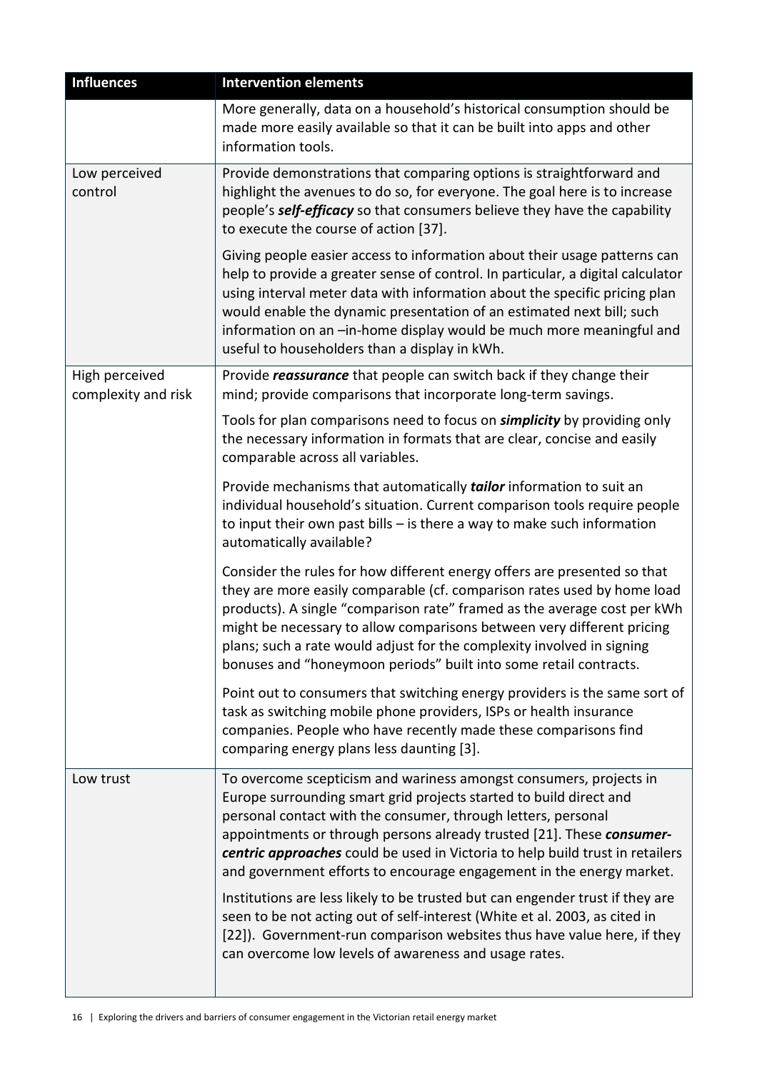| Influences | Intervention elements |
|---|---|
| | More generally, data on a household's historical consumption should be made more easily available so that it can be built into apps and other information tools. |
| Low perceived control | Provide demonstrations that comparing options is straightforward and highlight the avenues to do so, for everyone. The goal here is to increase people's ***self-efficacy*** so that consumers believe they have the capability to execute the course of action [37].<br><br>Giving people easier access to information about their usage patterns can help to provide a greater sense of control. In particular, a digital calculator using interval meter data with information about the specific pricing plan would enable the dynamic presentation of an estimated next bill; such information on an –in-home display would be much more meaningful and useful to householders than a display in kWh. |
| High perceived complexity and risk | Provide ***reassurance*** that people can switch back if they change their mind; provide comparisons that incorporate long-term savings.<br><br>Tools for plan comparisons need to focus on ***simplicity*** by providing only the necessary information in formats that are clear, concise and easily comparable across all variables.<br><br>Provide mechanisms that automatically ***tailor*** information to suit an individual household's situation. Current comparison tools require people to input their own past bills – is there a way to make such information automatically available?<br><br>Consider the rules for how different energy offers are presented so that they are more easily comparable (cf. comparison rates used by home load products). A single "comparison rate" framed as the average cost per kWh might be necessary to allow comparisons between very different pricing plans; such a rate would adjust for the complexity involved in signing bonuses and "honeymoon periods" built into some retail contracts.<br><br>Point out to consumers that switching energy providers is the same sort of task as switching mobile phone providers, ISPs or health insurance companies. People who have recently made these comparisons find comparing energy plans less daunting [3]. |
| Low trust | To overcome scepticism and wariness amongst consumers, projects in Europe surrounding smart grid projects started to build direct and personal contact with the consumer, through letters, personal appointments or through persons already trusted [21]. These ***consumer-centric approaches*** could be used in Victoria to help build trust in retailers and government efforts to encourage engagement in the energy market.<br><br>Institutions are less likely to be trusted but can engender trust if they are seen to be not acting out of self-interest (White et al. 2003, as cited in [22]). Government-run comparison websites thus have value here, if they can overcome low levels of awareness and usage rates. |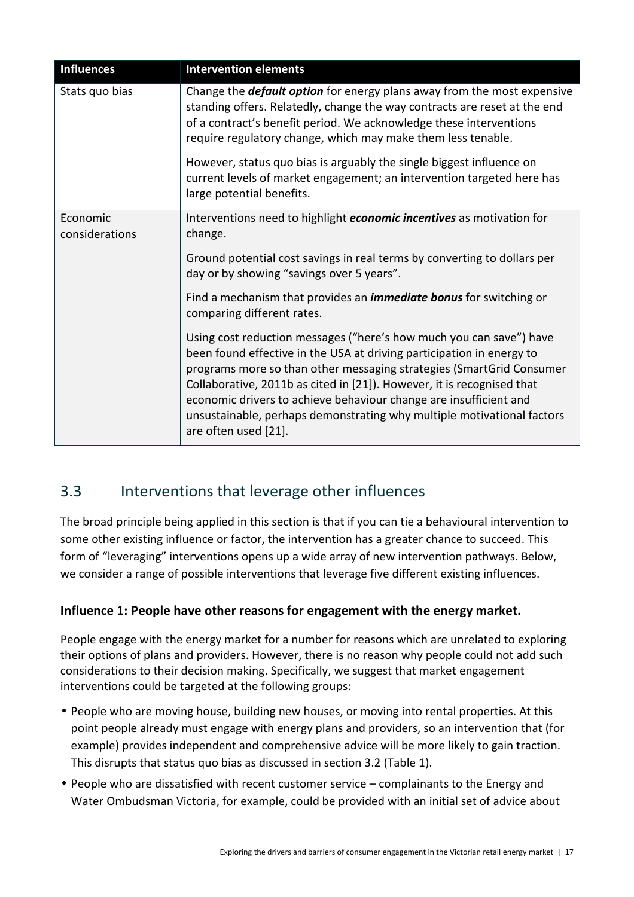| Influences | Intervention elements |
|---|---|
| Stats quo bias | Change the ***default option*** for energy plans away from the most expensive standing offers. Relatedly, change the way contracts are reset at the end of a contract's benefit period. We acknowledge these interventions require regulatory change, which may make them less tenable.<br><br>However, status quo bias is arguably the single biggest influence on current levels of market engagement; an intervention targeted here has large potential benefits. |
| Economic considerations | Interventions need to highlight ***economic incentives*** as motivation for change.<br><br>Ground potential cost savings in real terms by converting to dollars per day or by showing "savings over 5 years".<br><br>Find a mechanism that provides an ***immediate bonus*** for switching or comparing different rates.<br><br>Using cost reduction messages ("here's how much you can save") have been found effective in the USA at driving participation in energy to programs more so than other messaging strategies (SmartGrid Consumer Collaborative, 2011b as cited in [21]). However, it is recognised that economic drivers to achieve behaviour change are insufficient and unsustainable, perhaps demonstrating why multiple motivational factors are often used [21]. |

## 3.3 Interventions that leverage other influences

The broad principle being applied in this section is that if you can tie a behavioural intervention to some other existing influence or factor, the intervention has a greater chance to succeed. This form of "leveraging" interventions opens up a wide array of new intervention pathways. Below, we consider a range of possible interventions that leverage five different existing influences.

### Influence 1: People have other reasons for engagement with the energy market.

People engage with the energy market for a number for reasons which are unrelated to exploring their options of plans and providers. However, there is no reason why people could not add such considerations to their decision making. Specifically, we suggest that market engagement interventions could be targeted at the following groups:

- People who are moving house, building new houses, or moving into rental properties. At this point people already must engage with energy plans and providers, so an intervention that (for example) provides independent and comprehensive advice will be more likely to gain traction. This disrupts that status quo bias as discussed in section 3.2 (Table 1).
- People who are dissatisfied with recent customer service – complainants to the Energy and Water Ombudsman Victoria, for example, could be provided with an initial set of advice about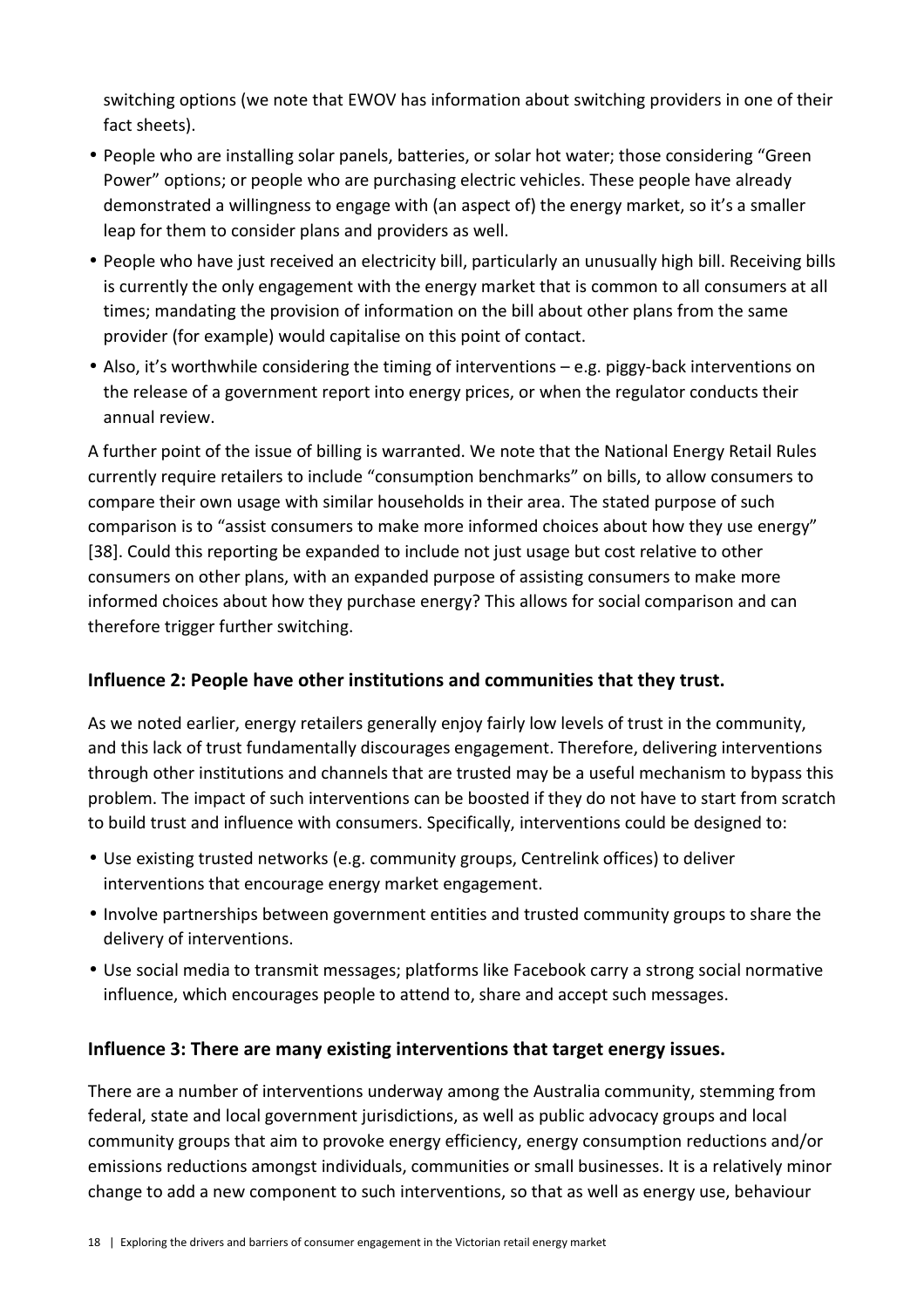switching options (we note that EWOV has information about switching providers in one of their fact sheets).

- People who are installing solar panels, batteries, or solar hot water; those considering "Green Power" options; or people who are purchasing electric vehicles. These people have already demonstrated a willingness to engage with (an aspect of) the energy market, so it's a smaller leap for them to consider plans and providers as well.
- People who have just received an electricity bill, particularly an unusually high bill. Receiving bills is currently the only engagement with the energy market that is common to all consumers at all times; mandating the provision of information on the bill about other plans from the same provider (for example) would capitalise on this point of contact.
- Also, it's worthwhile considering the timing of interventions – e.g. piggy-back interventions on the release of a government report into energy prices, or when the regulator conducts their annual review.

A further point of the issue of billing is warranted. We note that the National Energy Retail Rules currently require retailers to include "consumption benchmarks" on bills, to allow consumers to compare their own usage with similar households in their area. The stated purpose of such comparison is to "assist consumers to make more informed choices about how they use energy" [38]. Could this reporting be expanded to include not just usage but cost relative to other consumers on other plans, with an expanded purpose of assisting consumers to make more informed choices about how they purchase energy? This allows for social comparison and can therefore trigger further switching.

### Influence 2: People have other institutions and communities that they trust.

As we noted earlier, energy retailers generally enjoy fairly low levels of trust in the community, and this lack of trust fundamentally discourages engagement. Therefore, delivering interventions through other institutions and channels that are trusted may be a useful mechanism to bypass this problem. The impact of such interventions can be boosted if they do not have to start from scratch to build trust and influence with consumers. Specifically, interventions could be designed to:

- Use existing trusted networks (e.g. community groups, Centrelink offices) to deliver interventions that encourage energy market engagement.
- Involve partnerships between government entities and trusted community groups to share the delivery of interventions.
- Use social media to transmit messages; platforms like Facebook carry a strong social normative influence, which encourages people to attend to, share and accept such messages.

### Influence 3: There are many existing interventions that target energy issues.

There are a number of interventions underway among the Australia community, stemming from federal, state and local government jurisdictions, as well as public advocacy groups and local community groups that aim to provoke energy efficiency, energy consumption reductions and/or emissions reductions amongst individuals, communities or small businesses. It is a relatively minor change to add a new component to such interventions, so that as well as energy use, behaviour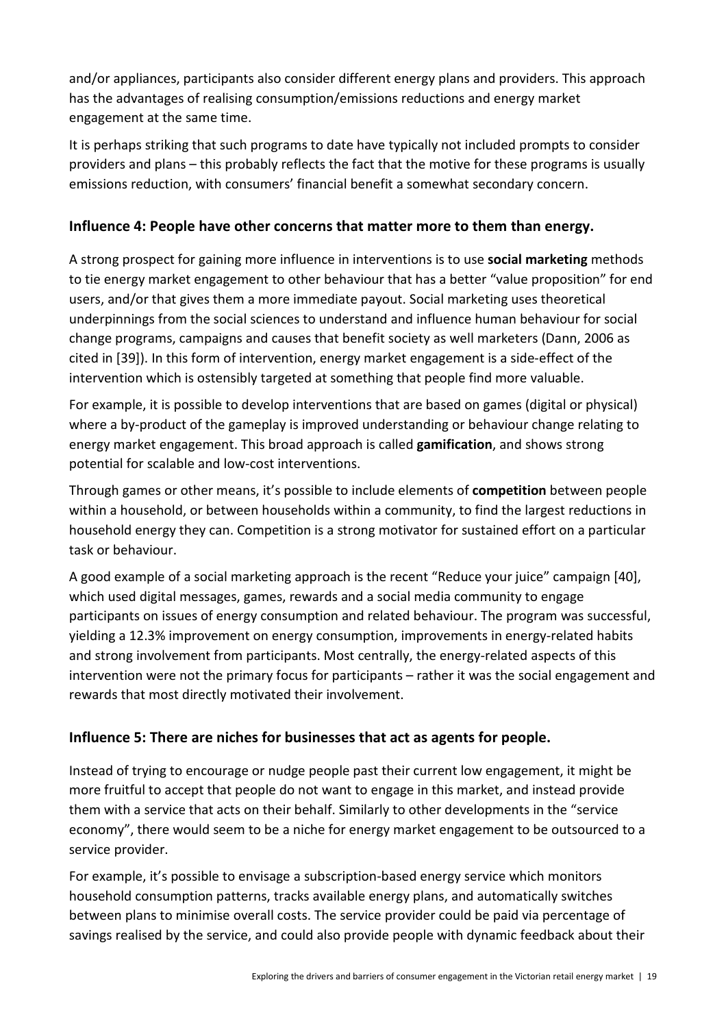and/or appliances, participants also consider different energy plans and providers. This approach has the advantages of realising consumption/emissions reductions and energy market engagement at the same time.

It is perhaps striking that such programs to date have typically not included prompts to consider providers and plans – this probably reflects the fact that the motive for these programs is usually emissions reduction, with consumers' financial benefit a somewhat secondary concern.

### Influence 4: People have other concerns that matter more to them than energy.

A strong prospect for gaining more influence in interventions is to use **social marketing** methods to tie energy market engagement to other behaviour that has a better "value proposition" for end users, and/or that gives them a more immediate payout. Social marketing uses theoretical underpinnings from the social sciences to understand and influence human behaviour for social change programs, campaigns and causes that benefit society as well marketers (Dann, 2006 as cited in [39]). In this form of intervention, energy market engagement is a side-effect of the intervention which is ostensibly targeted at something that people find more valuable.

For example, it is possible to develop interventions that are based on games (digital or physical) where a by-product of the gameplay is improved understanding or behaviour change relating to energy market engagement. This broad approach is called **gamification**, and shows strong potential for scalable and low-cost interventions.

Through games or other means, it's possible to include elements of **competition** between people within a household, or between households within a community, to find the largest reductions in household energy they can. Competition is a strong motivator for sustained effort on a particular task or behaviour.

A good example of a social marketing approach is the recent "Reduce your juice" campaign [40], which used digital messages, games, rewards and a social media community to engage participants on issues of energy consumption and related behaviour. The program was successful, yielding a 12.3% improvement on energy consumption, improvements in energy-related habits and strong involvement from participants. Most centrally, the energy-related aspects of this intervention were not the primary focus for participants – rather it was the social engagement and rewards that most directly motivated their involvement.

### Influence 5: There are niches for businesses that act as agents for people.

Instead of trying to encourage or nudge people past their current low engagement, it might be more fruitful to accept that people do not want to engage in this market, and instead provide them with a service that acts on their behalf. Similarly to other developments in the "service economy", there would seem to be a niche for energy market engagement to be outsourced to a service provider.

For example, it's possible to envisage a subscription-based energy service which monitors household consumption patterns, tracks available energy plans, and automatically switches between plans to minimise overall costs. The service provider could be paid via percentage of savings realised by the service, and could also provide people with dynamic feedback about their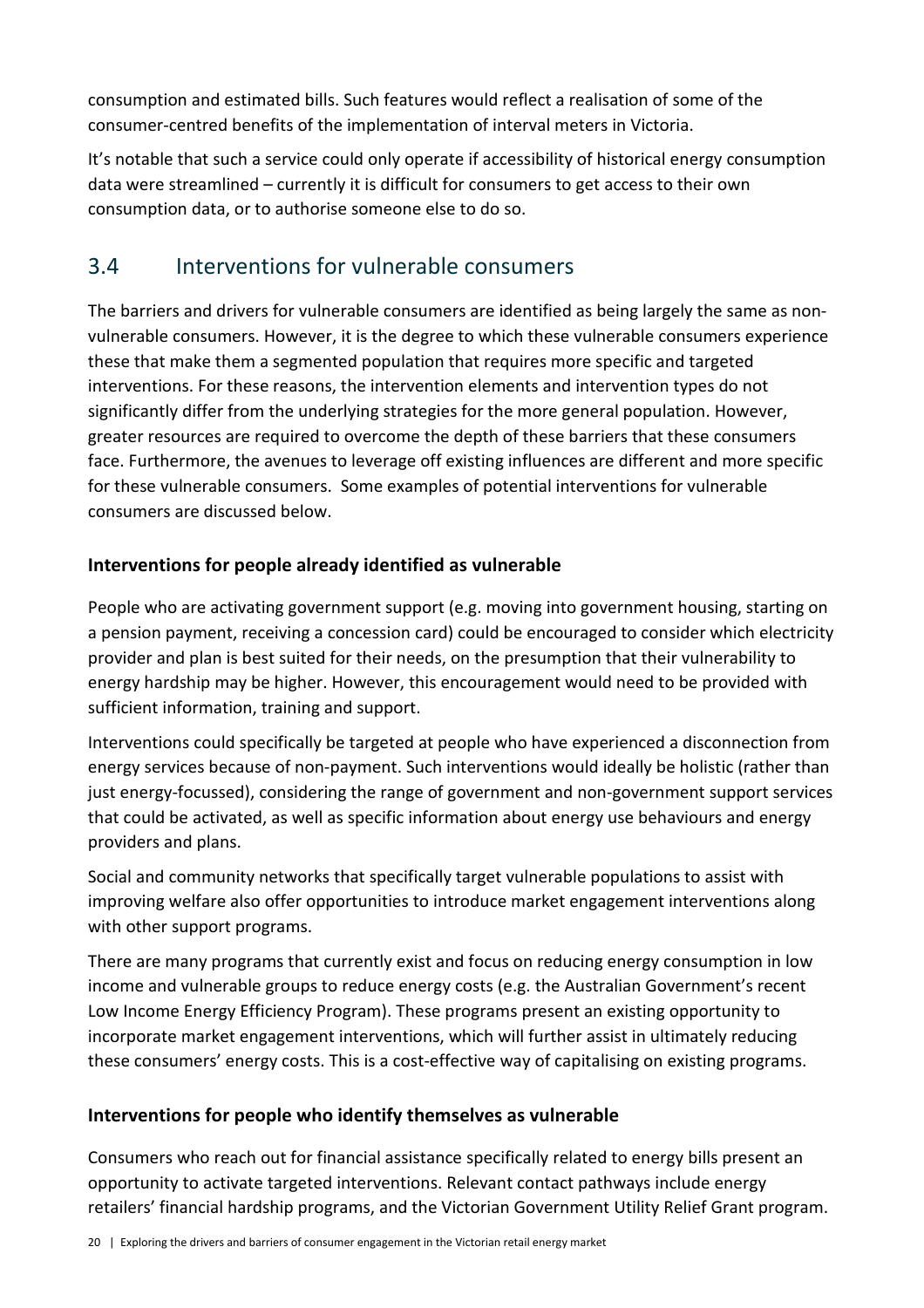consumption and estimated bills. Such features would reflect a realisation of some of the consumer-centred benefits of the implementation of interval meters in Victoria.

It's notable that such a service could only operate if accessibility of historical energy consumption data were streamlined – currently it is difficult for consumers to get access to their own consumption data, or to authorise someone else to do so.

## 3.4 Interventions for vulnerable consumers

The barriers and drivers for vulnerable consumers are identified as being largely the same as non-vulnerable consumers. However, it is the degree to which these vulnerable consumers experience these that make them a segmented population that requires more specific and targeted interventions. For these reasons, the intervention elements and intervention types do not significantly differ from the underlying strategies for the more general population. However, greater resources are required to overcome the depth of these barriers that these consumers face. Furthermore, the avenues to leverage off existing influences are different and more specific for these vulnerable consumers. Some examples of potential interventions for vulnerable consumers are discussed below.

### Interventions for people already identified as vulnerable

People who are activating government support (e.g. moving into government housing, starting on a pension payment, receiving a concession card) could be encouraged to consider which electricity provider and plan is best suited for their needs, on the presumption that their vulnerability to energy hardship may be higher. However, this encouragement would need to be provided with sufficient information, training and support.

Interventions could specifically be targeted at people who have experienced a disconnection from energy services because of non-payment. Such interventions would ideally be holistic (rather than just energy-focussed), considering the range of government and non-government support services that could be activated, as well as specific information about energy use behaviours and energy providers and plans.

Social and community networks that specifically target vulnerable populations to assist with improving welfare also offer opportunities to introduce market engagement interventions along with other support programs.

There are many programs that currently exist and focus on reducing energy consumption in low income and vulnerable groups to reduce energy costs (e.g. the Australian Government's recent Low Income Energy Efficiency Program). These programs present an existing opportunity to incorporate market engagement interventions, which will further assist in ultimately reducing these consumers' energy costs. This is a cost-effective way of capitalising on existing programs.

### Interventions for people who identify themselves as vulnerable

Consumers who reach out for financial assistance specifically related to energy bills present an opportunity to activate targeted interventions. Relevant contact pathways include energy retailers' financial hardship programs, and the Victorian Government Utility Relief Grant program.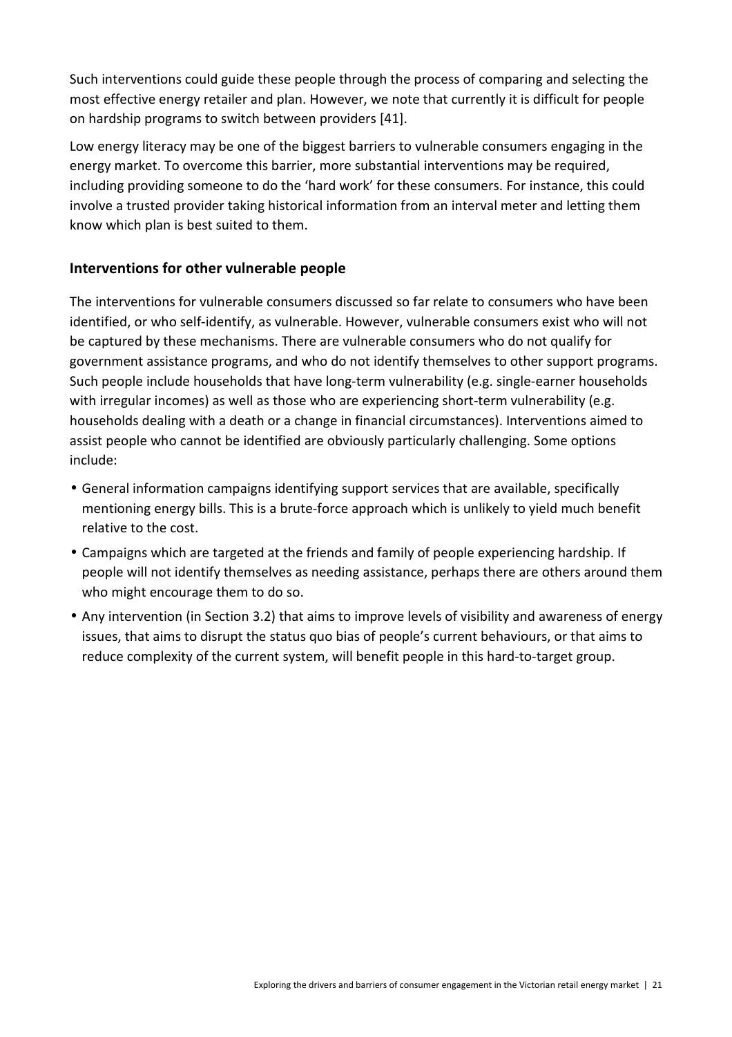Such interventions could guide these people through the process of comparing and selecting the most effective energy retailer and plan. However, we note that currently it is difficult for people on hardship programs to switch between providers [41].

Low energy literacy may be one of the biggest barriers to vulnerable consumers engaging in the energy market. To overcome this barrier, more substantial interventions may be required, including providing someone to do the 'hard work' for these consumers. For instance, this could involve a trusted provider taking historical information from an interval meter and letting them know which plan is best suited to them.

### Interventions for other vulnerable people

The interventions for vulnerable consumers discussed so far relate to consumers who have been identified, or who self-identify, as vulnerable. However, vulnerable consumers exist who will not be captured by these mechanisms. There are vulnerable consumers who do not qualify for government assistance programs, and who do not identify themselves to other support programs. Such people include households that have long-term vulnerability (e.g. single-earner households with irregular incomes) as well as those who are experiencing short-term vulnerability (e.g. households dealing with a death or a change in financial circumstances). Interventions aimed to assist people who cannot be identified are obviously particularly challenging. Some options include:

- General information campaigns identifying support services that are available, specifically mentioning energy bills. This is a brute-force approach which is unlikely to yield much benefit relative to the cost.
- Campaigns which are targeted at the friends and family of people experiencing hardship. If people will not identify themselves as needing assistance, perhaps there are others around them who might encourage them to do so.
- Any intervention (in Section 3.2) that aims to improve levels of visibility and awareness of energy issues, that aims to disrupt the status quo bias of people's current behaviours, or that aims to reduce complexity of the current system, will benefit people in this hard-to-target group.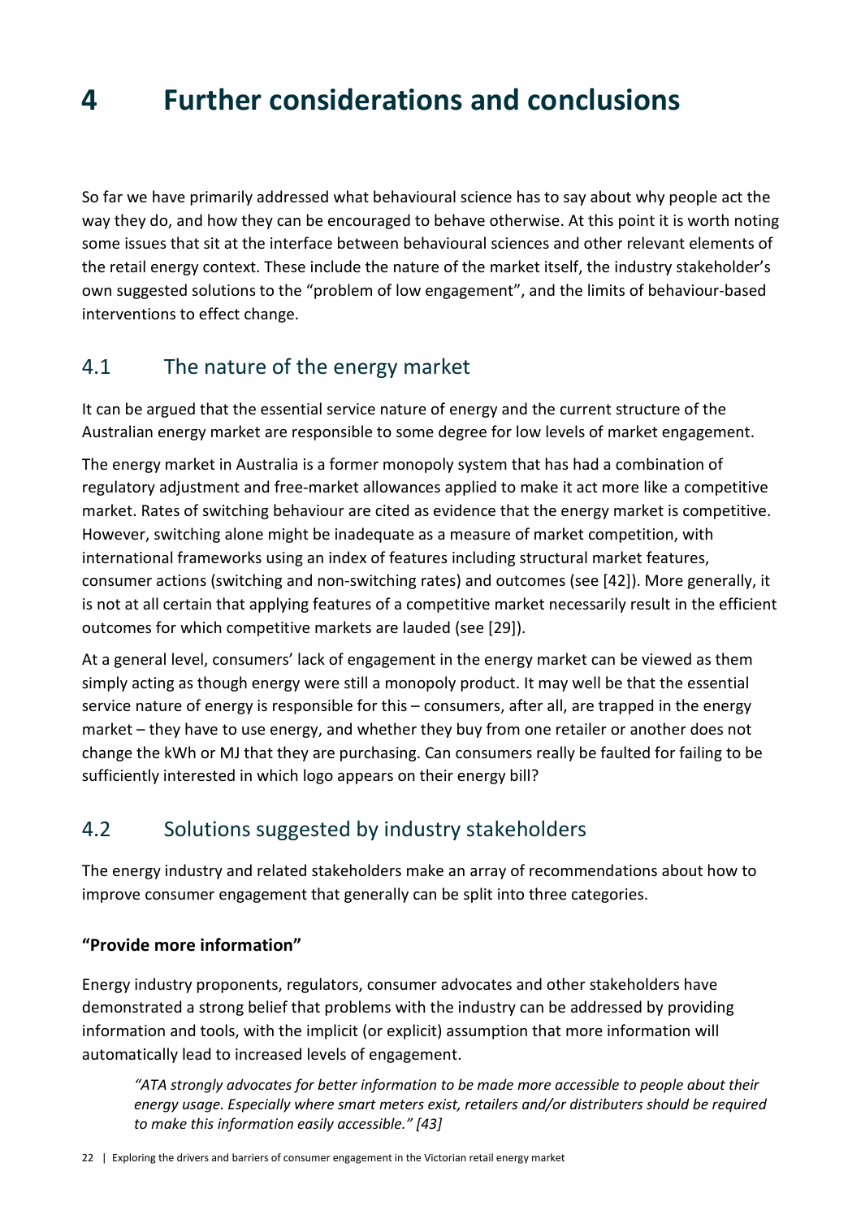# 4 Further considerations and conclusions

So far we have primarily addressed what behavioural science has to say about why people act the way they do, and how they can be encouraged to behave otherwise. At this point it is worth noting some issues that sit at the interface between behavioural sciences and other relevant elements of the retail energy context. These include the nature of the market itself, the industry stakeholder's own suggested solutions to the "problem of low engagement", and the limits of behaviour-based interventions to effect change.

## 4.1 The nature of the energy market

It can be argued that the essential service nature of energy and the current structure of the Australian energy market are responsible to some degree for low levels of market engagement.

The energy market in Australia is a former monopoly system that has had a combination of regulatory adjustment and free-market allowances applied to make it act more like a competitive market. Rates of switching behaviour are cited as evidence that the energy market is competitive. However, switching alone might be inadequate as a measure of market competition, with international frameworks using an index of features including structural market features, consumer actions (switching and non-switching rates) and outcomes (see [42]). More generally, it is not at all certain that applying features of a competitive market necessarily result in the efficient outcomes for which competitive markets are lauded (see [29]).

At a general level, consumers' lack of engagement in the energy market can be viewed as them simply acting as though energy were still a monopoly product. It may well be that the essential service nature of energy is responsible for this – consumers, after all, are trapped in the energy market – they have to use energy, and whether they buy from one retailer or another does not change the kWh or MJ that they are purchasing. Can consumers really be faulted for failing to be sufficiently interested in which logo appears on their energy bill?

## 4.2 Solutions suggested by industry stakeholders

The energy industry and related stakeholders make an array of recommendations about how to improve consumer engagement that generally can be split into three categories.

### "Provide more information"

Energy industry proponents, regulators, consumer advocates and other stakeholders have demonstrated a strong belief that problems with the industry can be addressed by providing information and tools, with the implicit (or explicit) assumption that more information will automatically lead to increased levels of engagement.

> *"ATA strongly advocates for better information to be made more accessible to people about their energy usage. Especially where smart meters exist, retailers and/or distributers should be required to make this information easily accessible." [43]*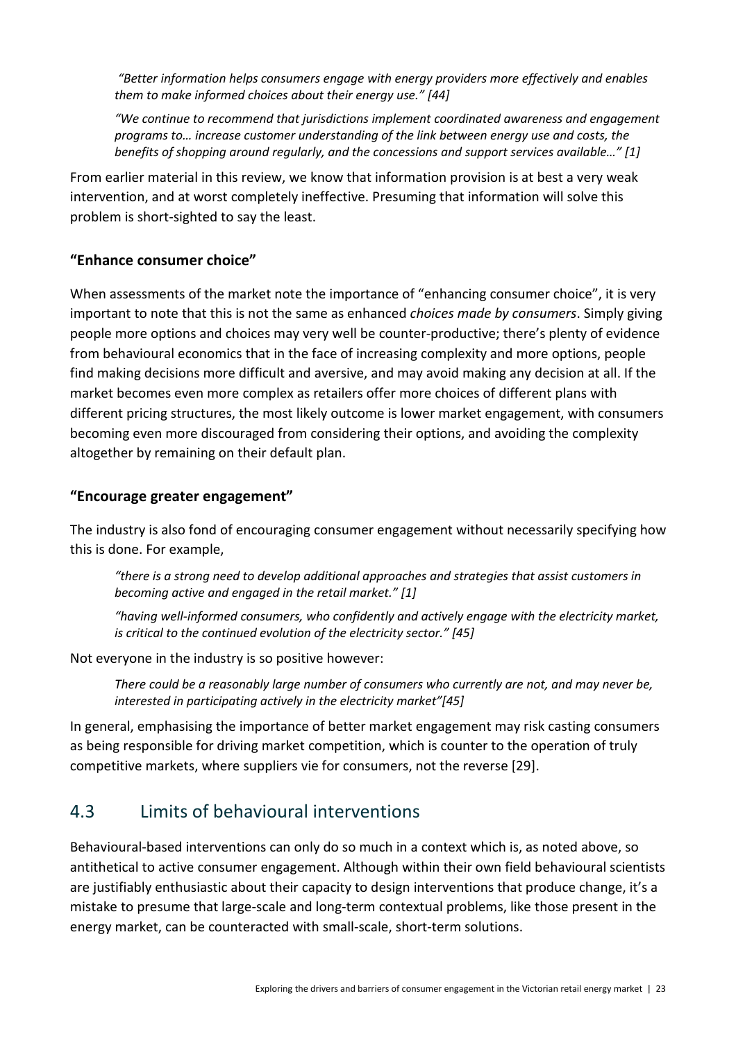> *"Better information helps consumers engage with energy providers more effectively and enables them to make informed choices about their energy use." [44]*
>
> *"We continue to recommend that jurisdictions implement coordinated awareness and engagement programs to… increase customer understanding of the link between energy use and costs, the benefits of shopping around regularly, and the concessions and support services available…" [1]*

From earlier material in this review, we know that information provision is at best a very weak intervention, and at worst completely ineffective. Presuming that information will solve this problem is short-sighted to say the least.

### "Enhance consumer choice"

When assessments of the market note the importance of "enhancing consumer choice", it is very important to note that this is not the same as enhanced *choices made by consumers*. Simply giving people more options and choices may very well be counter-productive; there's plenty of evidence from behavioural economics that in the face of increasing complexity and more options, people find making decisions more difficult and aversive, and may avoid making any decision at all. If the market becomes even more complex as retailers offer more choices of different plans with different pricing structures, the most likely outcome is lower market engagement, with consumers becoming even more discouraged from considering their options, and avoiding the complexity altogether by remaining on their default plan.

### "Encourage greater engagement"

The industry is also fond of encouraging consumer engagement without necessarily specifying how this is done. For example,

> *"there is a strong need to develop additional approaches and strategies that assist customers in becoming active and engaged in the retail market." [1]*
>
> *"having well-informed consumers, who confidently and actively engage with the electricity market, is critical to the continued evolution of the electricity sector." [45]*

Not everyone in the industry is so positive however:

> *There could be a reasonably large number of consumers who currently are not, and may never be, interested in participating actively in the electricity market"[45]*

In general, emphasising the importance of better market engagement may risk casting consumers as being responsible for driving market competition, which is counter to the operation of truly competitive markets, where suppliers vie for consumers, not the reverse [29].

## 4.3 Limits of behavioural interventions

Behavioural-based interventions can only do so much in a context which is, as noted above, so antithetical to active consumer engagement. Although within their own field behavioural scientists are justifiably enthusiastic about their capacity to design interventions that produce change, it's a mistake to presume that large-scale and long-term contextual problems, like those present in the energy market, can be counteracted with small-scale, short-term solutions.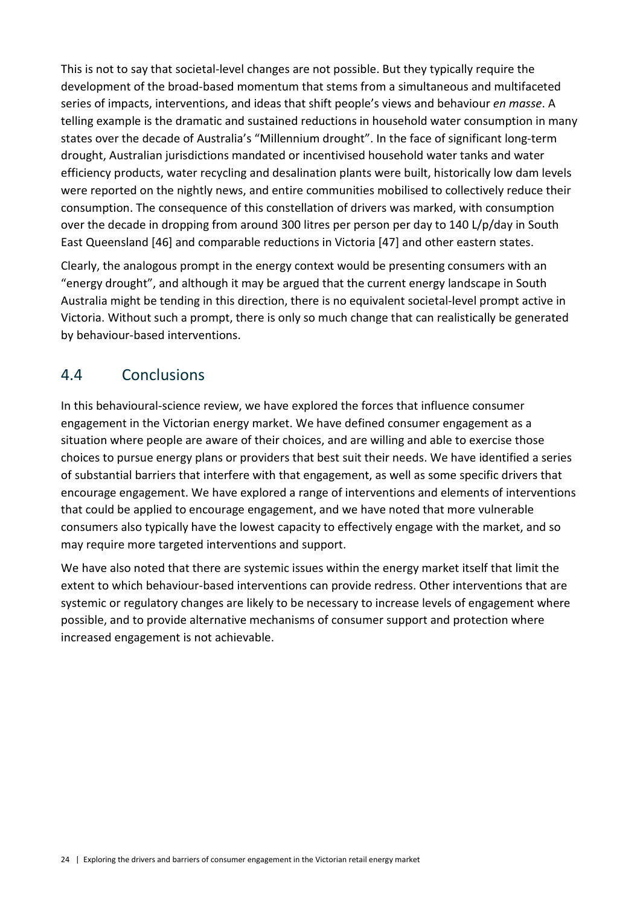This is not to say that societal-level changes are not possible. But they typically require the development of the broad-based momentum that stems from a simultaneous and multifaceted series of impacts, interventions, and ideas that shift people's views and behaviour *en masse*. A telling example is the dramatic and sustained reductions in household water consumption in many states over the decade of Australia's "Millennium drought". In the face of significant long-term drought, Australian jurisdictions mandated or incentivised household water tanks and water efficiency products, water recycling and desalination plants were built, historically low dam levels were reported on the nightly news, and entire communities mobilised to collectively reduce their consumption. The consequence of this constellation of drivers was marked, with consumption over the decade in dropping from around 300 litres per person per day to 140 L/p/day in South East Queensland [46] and comparable reductions in Victoria [47] and other eastern states.

Clearly, the analogous prompt in the energy context would be presenting consumers with an "energy drought", and although it may be argued that the current energy landscape in South Australia might be tending in this direction, there is no equivalent societal-level prompt active in Victoria. Without such a prompt, there is only so much change that can realistically be generated by behaviour-based interventions.

## 4.4 Conclusions

In this behavioural-science review, we have explored the forces that influence consumer engagement in the Victorian energy market. We have defined consumer engagement as a situation where people are aware of their choices, and are willing and able to exercise those choices to pursue energy plans or providers that best suit their needs. We have identified a series of substantial barriers that interfere with that engagement, as well as some specific drivers that encourage engagement. We have explored a range of interventions and elements of interventions that could be applied to encourage engagement, and we have noted that more vulnerable consumers also typically have the lowest capacity to effectively engage with the market, and so may require more targeted interventions and support.

We have also noted that there are systemic issues within the energy market itself that limit the extent to which behaviour-based interventions can provide redress. Other interventions that are systemic or regulatory changes are likely to be necessary to increase levels of engagement where possible, and to provide alternative mechanisms of consumer support and protection where increased engagement is not achievable.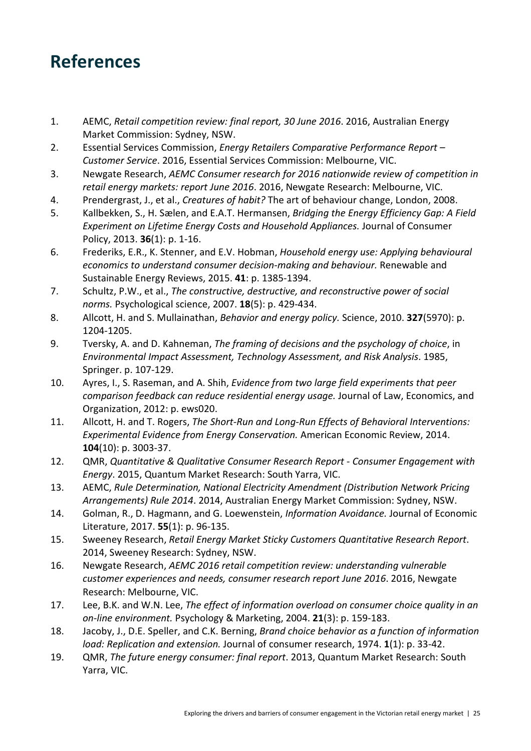# References

1. AEMC, *Retail competition review: final report, 30 June 2016*. 2016, Australian Energy Market Commission: Sydney, NSW.
2. Essential Services Commission, *Energy Retailers Comparative Performance Report – Customer Service*. 2016, Essential Services Commission: Melbourne, VIC.
3. Newgate Research, *AEMC Consumer research for 2016 nationwide review of competition in retail energy markets: report June 2016*. 2016, Newgate Research: Melbourne, VIC.
4. Prendergrast, J., et al., *Creatures of habit?* The art of behaviour change, London, 2008.
5. Kallbekken, S., H. Sælen, and E.A.T. Hermansen, *Bridging the Energy Efficiency Gap: A Field Experiment on Lifetime Energy Costs and Household Appliances.* Journal of Consumer Policy, 2013. **36**(1): p. 1-16.
6. Frederiks, E.R., K. Stenner, and E.V. Hobman, *Household energy use: Applying behavioural economics to understand consumer decision-making and behaviour.* Renewable and Sustainable Energy Reviews, 2015. **41**: p. 1385-1394.
7. Schultz, P.W., et al., *The constructive, destructive, and reconstructive power of social norms.* Psychological science, 2007. **18**(5): p. 429-434.
8. Allcott, H. and S. Mullainathan, *Behavior and energy policy.* Science, 2010. **327**(5970): p. 1204-1205.
9. Tversky, A. and D. Kahneman, *The framing of decisions and the psychology of choice*, in *Environmental Impact Assessment, Technology Assessment, and Risk Analysis*. 1985, Springer. p. 107-129.
10. Ayres, I., S. Raseman, and A. Shih, *Evidence from two large field experiments that peer comparison feedback can reduce residential energy usage.* Journal of Law, Economics, and Organization, 2012: p. ews020.
11. Allcott, H. and T. Rogers, *The Short-Run and Long-Run Effects of Behavioral Interventions: Experimental Evidence from Energy Conservation.* American Economic Review, 2014. **104**(10): p. 3003-37.
12. QMR, *Quantitative & Qualitative Consumer Research Report - Consumer Engagement with Energy*. 2015, Quantum Market Research: South Yarra, VIC.
13. AEMC, *Rule Determination, National Electricity Amendment (Distribution Network Pricing Arrangements) Rule 2014*. 2014, Australian Energy Market Commission: Sydney, NSW.
14. Golman, R., D. Hagmann, and G. Loewenstein, *Information Avoidance.* Journal of Economic Literature, 2017. **55**(1): p. 96-135.
15. Sweeney Research, *Retail Energy Market Sticky Customers Quantitative Research Report*. 2014, Sweeney Research: Sydney, NSW.
16. Newgate Research, *AEMC 2016 retail competition review: understanding vulnerable customer experiences and needs, consumer research report June 2016*. 2016, Newgate Research: Melbourne, VIC.
17. Lee, B.K. and W.N. Lee, *The effect of information overload on consumer choice quality in an on-line environment.* Psychology & Marketing, 2004. **21**(3): p. 159-183.
18. Jacoby, J., D.E. Speller, and C.K. Berning, *Brand choice behavior as a function of information load: Replication and extension.* Journal of consumer research, 1974. **1**(1): p. 33-42.
19. QMR, *The future energy consumer: final report*. 2013, Quantum Market Research: South Yarra, VIC.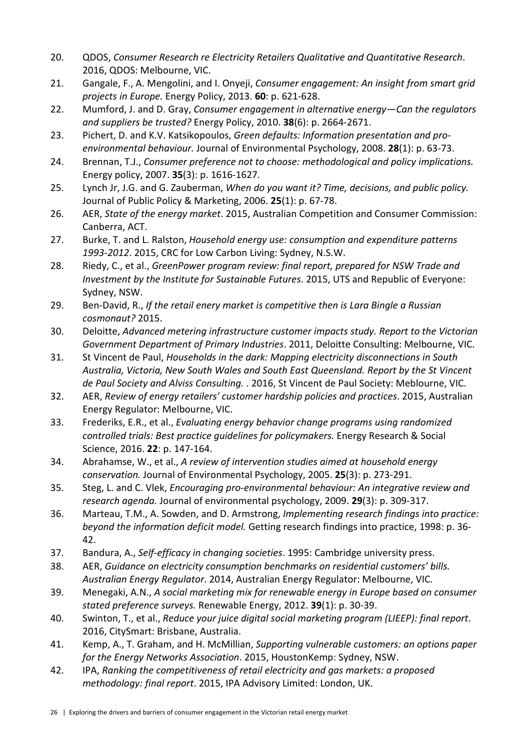20. QDOS, *Consumer Research re Electricity Retailers Qualitative and Quantitative Research*. 2016, QDOS: Melbourne, VIC.
21. Gangale, F., A. Mengolini, and I. Onyeji, *Consumer engagement: An insight from smart grid projects in Europe.* Energy Policy, 2013. **60**: p. 621-628.
22. Mumford, J. and D. Gray, *Consumer engagement in alternative energy—Can the regulators and suppliers be trusted?* Energy Policy, 2010. **38**(6): p. 2664-2671.
23. Pichert, D. and K.V. Katsikopoulos, *Green defaults: Information presentation and pro-environmental behaviour.* Journal of Environmental Psychology, 2008. **28**(1): p. 63-73.
24. Brennan, T.J., *Consumer preference not to choose: methodological and policy implications.* Energy policy, 2007. **35**(3): p. 1616-1627.
25. Lynch Jr, J.G. and G. Zauberman, *When do you want it? Time, decisions, and public policy.* Journal of Public Policy & Marketing, 2006. **25**(1): p. 67-78.
26. AER, *State of the energy market*. 2015, Australian Competition and Consumer Commission: Canberra, ACT.
27. Burke, T. and L. Ralston, *Household energy use: consumption and expenditure patterns 1993-2012*. 2015, CRC for Low Carbon Living: Sydney, N.S.W.
28. Riedy, C., et al., *GreenPower program review: final report, prepared for NSW Trade and Investment by the Institute for Sustainable Futures*. 2015, UTS and Republic of Everyone: Sydney, NSW.
29. Ben-David, R., *If the retail enery market is competitive then is Lara Bingle a Russian cosmonaut?* 2015.
30. Deloitte, *Advanced metering infrastructure customer impacts study. Report to the Victorian Government Department of Primary Industries*. 2011, Deloitte Consulting: Melbourne, VIC.
31. St Vincent de Paul, *Households in the dark: Mapping electricity disconnections in South Australia, Victoria, New South Wales and South East Queensland. Report by the St Vincent de Paul Society and Alviss Consulting.* . 2016, St Vincent de Paul Society: Meblourne, VIC.
32. AER, *Review of energy retailers' customer hardship policies and practices*. 2015, Australian Energy Regulator: Melbourne, VIC.
33. Frederiks, E.R., et al., *Evaluating energy behavior change programs using randomized controlled trials: Best practice guidelines for policymakers.* Energy Research & Social Science, 2016. **22**: p. 147-164.
34. Abrahamse, W., et al., *A review of intervention studies aimed at household energy conservation.* Journal of Environmental Psychology, 2005. **25**(3): p. 273-291.
35. Steg, L. and C. Vlek, *Encouraging pro-environmental behaviour: An integrative review and research agenda.* Journal of environmental psychology, 2009. **29**(3): p. 309-317.
36. Marteau, T.M., A. Sowden, and D. Armstrong, *Implementing research findings into practice: beyond the information deficit model.* Getting research findings into practice, 1998: p. 36-42.
37. Bandura, A., *Self-efficacy in changing societies*. 1995: Cambridge university press.
38. AER, *Guidance on electricity consumption benchmarks on residential customers' bills. Australian Energy Regulator*. 2014, Australian Energy Regulator: Melbourne, VIC.
39. Menegaki, A.N., *A social marketing mix for renewable energy in Europe based on consumer stated preference surveys.* Renewable Energy, 2012. **39**(1): p. 30-39.
40. Swinton, T., et al., *Reduce your juice digital social marketing program (LIEEP): final report*. 2016, CitySmart: Brisbane, Australia.
41. Kemp, A., T. Graham, and H. McMillian, *Supporting vulnerable customers: an options paper for the Energy Networks Association*. 2015, HoustonKemp: Sydney, NSW.
42. IPA, *Ranking the competitiveness of retail electricity and gas markets: a proposed methodology: final report*. 2015, IPA Advisory Limited: London, UK.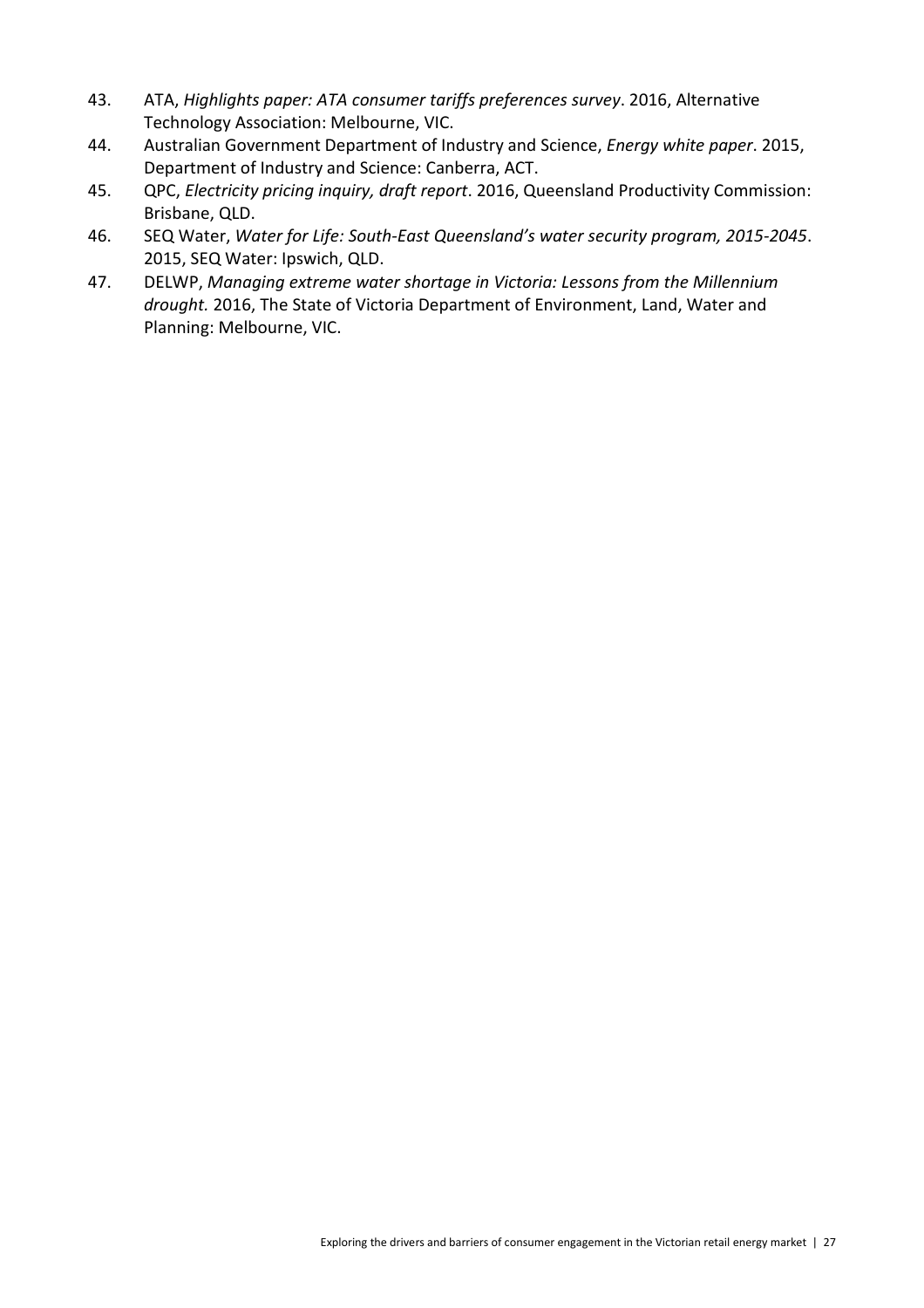43. ATA, *Highlights paper: ATA consumer tariffs preferences survey*. 2016, Alternative Technology Association: Melbourne, VIC.
44. Australian Government Department of Industry and Science, *Energy white paper*. 2015, Department of Industry and Science: Canberra, ACT.
45. QPC, *Electricity pricing inquiry, draft report*. 2016, Queensland Productivity Commission: Brisbane, QLD.
46. SEQ Water, *Water for Life: South-East Queensland's water security program, 2015-2045*. 2015, SEQ Water: Ipswich, QLD.
47. DELWP, *Managing extreme water shortage in Victoria: Lessons from the Millennium drought.* 2016, The State of Victoria Department of Environment, Land, Water and Planning: Melbourne, VIC.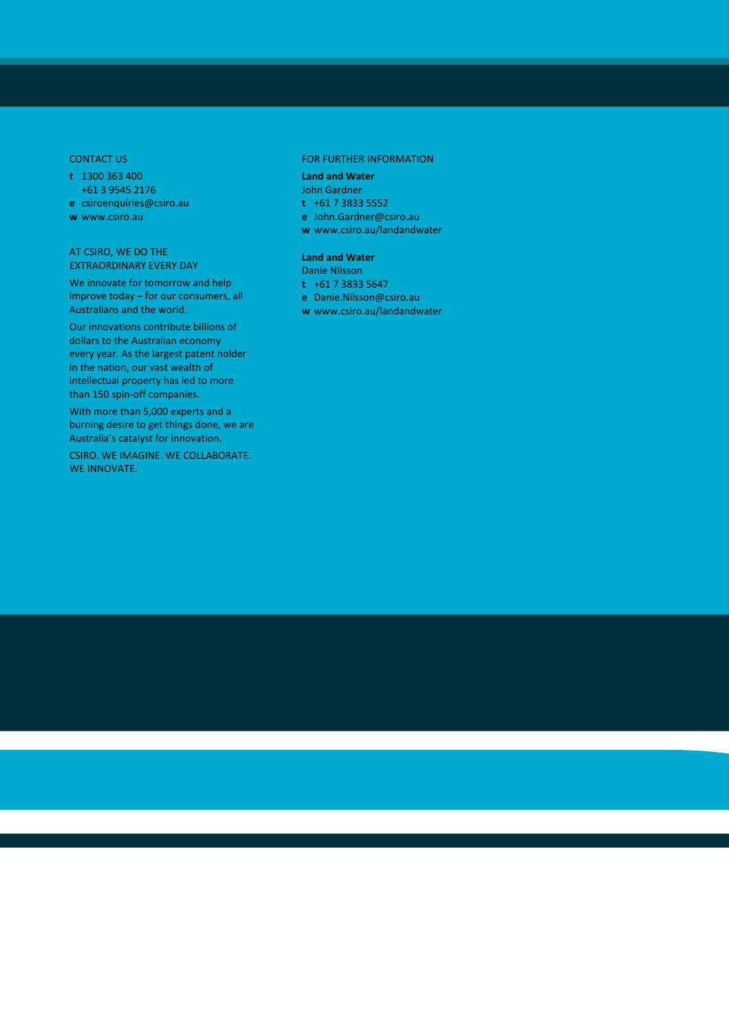CONTACT US

**t** 1300 363 400
+61 3 9545 2176
**e** csiroenquiries@csiro.au
**w** www.csiro.au

AT CSIRO, WE DO THE EXTRAORDINARY EVERY DAY

We innovate for tomorrow and help improve today – for our consumers, all Australians and the world.

Our innovations contribute billions of dollars to the Australian economy every year. As the largest patent holder in the nation, our vast wealth of intellectual property has led to more than 150 spin-off companies.

With more than 5,000 experts and a burning desire to get things done, we are Australia's catalyst for innovation.

CSIRO. WE IMAGINE. WE COLLABORATE. WE INNOVATE.

FOR FURTHER INFORMATION

**Land and Water**
John Gardner
**t** +61 7 3833 5552
**e** John.Gardner@csiro.au
**w** www.csiro.au/landandwater

**Land and Water**
Danie Nilsson
**t** +61 7 3833 5647
**e** Danie.Nilsson@csiro.au
**w** www.csiro.au/landandwater